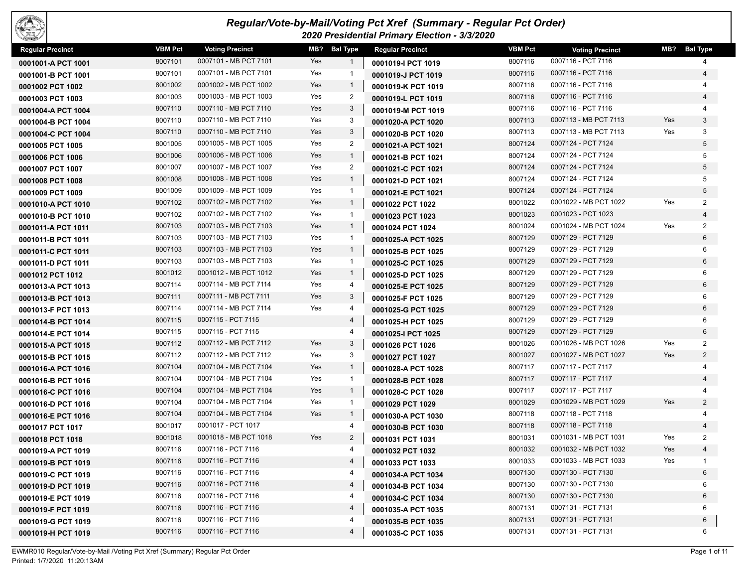# Regular/Vote-by-Mail/Voting Pct Xref (Summary - Regular Pct Order)

## 2020 Presidential Primary Election - 3/3/2020

| Regular Precinct | VBM Pct | Voting Precinct | MB? | Bal Type |
|---|---|---|---|---|
| 0001001-A PCT 1001 | 8007101 | 0007101 - MB PCT 7101 | Yes | 1 |
| 0001001-B PCT 1001 | 8007101 | 0007101 - MB PCT 7101 | Yes | 1 |
| 0001002 PCT 1002 | 8001002 | 0001002 - MB PCT 1002 | Yes | 1 |
| 0001003 PCT 1003 | 8001003 | 0001003 - MB PCT 1003 | Yes | 2 |
| 0001004-A PCT 1004 | 8007110 | 0007110 - MB PCT 7110 | Yes | 3 |
| 0001004-B PCT 1004 | 8007110 | 0007110 - MB PCT 7110 | Yes | 3 |
| 0001004-C PCT 1004 | 8007110 | 0007110 - MB PCT 7110 | Yes | 3 |
| 0001005 PCT 1005 | 8001005 | 0001005 - MB PCT 1005 | Yes | 2 |
| 0001006 PCT 1006 | 8001006 | 0001006 - MB PCT 1006 | Yes | 1 |
| 0001007 PCT 1007 | 8001007 | 0001007 - MB PCT 1007 | Yes | 2 |
| 0001008 PCT 1008 | 8001008 | 0001008 - MB PCT 1008 | Yes | 1 |
| 0001009 PCT 1009 | 8001009 | 0001009 - MB PCT 1009 | Yes | 1 |
| 0001010-A PCT 1010 | 8007102 | 0007102 - MB PCT 7102 | Yes | 1 |
| 0001010-B PCT 1010 | 8007102 | 0007102 - MB PCT 7102 | Yes | 1 |
| 0001011-A PCT 1011 | 8007103 | 0007103 - MB PCT 7103 | Yes | 1 |
| 0001011-B PCT 1011 | 8007103 | 0007103 - MB PCT 7103 | Yes | 1 |
| 0001011-C PCT 1011 | 8007103 | 0007103 - MB PCT 7103 | Yes | 1 |
| 0001011-D PCT 1011 | 8007103 | 0007103 - MB PCT 7103 | Yes | 1 |
| 0001012 PCT 1012 | 8001012 | 0001012 - MB PCT 1012 | Yes | 1 |
| 0001013-A PCT 1013 | 8007114 | 0007114 - MB PCT 7114 | Yes | 4 |
| 0001013-B PCT 1013 | 8007111 | 0007111 - MB PCT 7111 | Yes | 3 |
| 0001013-F PCT 1013 | 8007114 | 0007114 - MB PCT 7114 | Yes | 4 |
| 0001014-B PCT 1014 | 8007115 | 0007115 - PCT 7115 | | 4 |
| 0001014-E PCT 1014 | 8007115 | 0007115 - PCT 7115 | | 4 |
| 0001015-A PCT 1015 | 8007112 | 0007112 - MB PCT 7112 | Yes | 3 |
| 0001015-B PCT 1015 | 8007112 | 0007112 - MB PCT 7112 | Yes | 3 |
| 0001016-A PCT 1016 | 8007104 | 0007104 - MB PCT 7104 | Yes | 1 |
| 0001016-B PCT 1016 | 8007104 | 0007104 - MB PCT 7104 | Yes | 1 |
| 0001016-C PCT 1016 | 8007104 | 0007104 - MB PCT 7104 | Yes | 1 |
| 0001016-D PCT 1016 | 8007104 | 0007104 - MB PCT 7104 | Yes | 1 |
| 0001016-E PCT 1016 | 8007104 | 0007104 - MB PCT 7104 | Yes | 1 |
| 0001017 PCT 1017 | 8001017 | 0001017 - PCT 1017 | | 4 |
| 0001018 PCT 1018 | 8001018 | 0001018 - MB PCT 1018 | Yes | 2 |
| 0001019-A PCT 1019 | 8007116 | 0007116 - PCT 7116 | | 4 |
| 0001019-B PCT 1019 | 8007116 | 0007116 - PCT 7116 | | 4 |
| 0001019-C PCT 1019 | 8007116 | 0007116 - PCT 7116 | | 4 |
| 0001019-D PCT 1019 | 8007116 | 0007116 - PCT 7116 | | 4 |
| 0001019-E PCT 1019 | 8007116 | 0007116 - PCT 7116 | | 4 |
| 0001019-F PCT 1019 | 8007116 | 0007116 - PCT 7116 | | 4 |
| 0001019-G PCT 1019 | 8007116 | 0007116 - PCT 7116 | | 4 |
| 0001019-H PCT 1019 | 8007116 | 0007116 - PCT 7116 | | 4 |
| 0001019-I PCT 1019 | 8007116 | 0007116 - PCT 7116 | | 4 |
| 0001019-J PCT 1019 | 8007116 | 0007116 - PCT 7116 | | 4 |
| 0001019-K PCT 1019 | 8007116 | 0007116 - PCT 7116 | | 4 |
| 0001019-L PCT 1019 | 8007116 | 0007116 - PCT 7116 | | 4 |
| 0001019-M PCT 1019 | 8007116 | 0007116 - PCT 7116 | | 4 |
| 0001020-A PCT 1020 | 8007113 | 0007113 - MB PCT 7113 | Yes | 3 |
| 0001020-B PCT 1020 | 8007113 | 0007113 - MB PCT 7113 | Yes | 3 |
| 0001021-A PCT 1021 | 8007124 | 0007124 - PCT 7124 | | 5 |
| 0001021-B PCT 1021 | 8007124 | 0007124 - PCT 7124 | | 5 |
| 0001021-C PCT 1021 | 8007124 | 0007124 - PCT 7124 | | 5 |
| 0001021-D PCT 1021 | 8007124 | 0007124 - PCT 7124 | | 5 |
| 0001021-E PCT 1021 | 8007124 | 0007124 - PCT 7124 | | 5 |
| 0001022 PCT 1022 | 8001022 | 0001022 - MB PCT 1022 | Yes | 2 |
| 0001023 PCT 1023 | 8001023 | 0001023 - PCT 1023 | | 4 |
| 0001024 PCT 1024 | 8001024 | 0001024 - MB PCT 1024 | Yes | 2 |
| 0001025-A PCT 1025 | 8007129 | 0007129 - PCT 7129 | | 6 |
| 0001025-B PCT 1025 | 8007129 | 0007129 - PCT 7129 | | 6 |
| 0001025-C PCT 1025 | 8007129 | 0007129 - PCT 7129 | | 6 |
| 0001025-D PCT 1025 | 8007129 | 0007129 - PCT 7129 | | 6 |
| 0001025-E PCT 1025 | 8007129 | 0007129 - PCT 7129 | | 6 |
| 0001025-F PCT 1025 | 8007129 | 0007129 - PCT 7129 | | 6 |
| 0001025-G PCT 1025 | 8007129 | 0007129 - PCT 7129 | | 6 |
| 0001025-H PCT 1025 | 8007129 | 0007129 - PCT 7129 | | 6 |
| 0001025-I PCT 1025 | 8007129 | 0007129 - PCT 7129 | | 6 |
| 0001026 PCT 1026 | 8001026 | 0001026 - MB PCT 1026 | Yes | 2 |
| 0001027 PCT 1027 | 8001027 | 0001027 - MB PCT 1027 | Yes | 2 |
| 0001028-A PCT 1028 | 8007117 | 0007117 - PCT 7117 | | 4 |
| 0001028-B PCT 1028 | 8007117 | 0007117 - PCT 7117 | | 4 |
| 0001028-C PCT 1028 | 8007117 | 0007117 - PCT 7117 | | 4 |
| 0001029 PCT 1029 | 8001029 | 0001029 - MB PCT 1029 | Yes | 2 |
| 0001030-A PCT 1030 | 8007118 | 0007118 - PCT 7118 | | 4 |
| 0001030-B PCT 1030 | 8007118 | 0007118 - PCT 7118 | | 4 |
| 0001031 PCT 1031 | 8001031 | 0001031 - MB PCT 1031 | Yes | 2 |
| 0001032 PCT 1032 | 8001032 | 0001032 - MB PCT 1032 | Yes | 4 |
| 0001033 PCT 1033 | 8001033 | 0001033 - MB PCT 1033 | Yes | 1 |
| 0001034-A PCT 1034 | 8007130 | 0007130 - PCT 7130 | | 6 |
| 0001034-B PCT 1034 | 8007130 | 0007130 - PCT 7130 | | 6 |
| 0001034-C PCT 1034 | 8007130 | 0007130 - PCT 7130 | | 6 |
| 0001035-A PCT 1035 | 8007131 | 0007131 - PCT 7131 | | 6 |
| 0001035-B PCT 1035 | 8007131 | 0007131 - PCT 7131 | | 6 |
| 0001035-C PCT 1035 | 8007131 | 0007131 - PCT 7131 | | 6 |

EWMR010 Regular/Vote-by-Mail /Voting Pct Xref (Summary) Regular Pct Order
Printed: 1/7/2020 11:20:13AM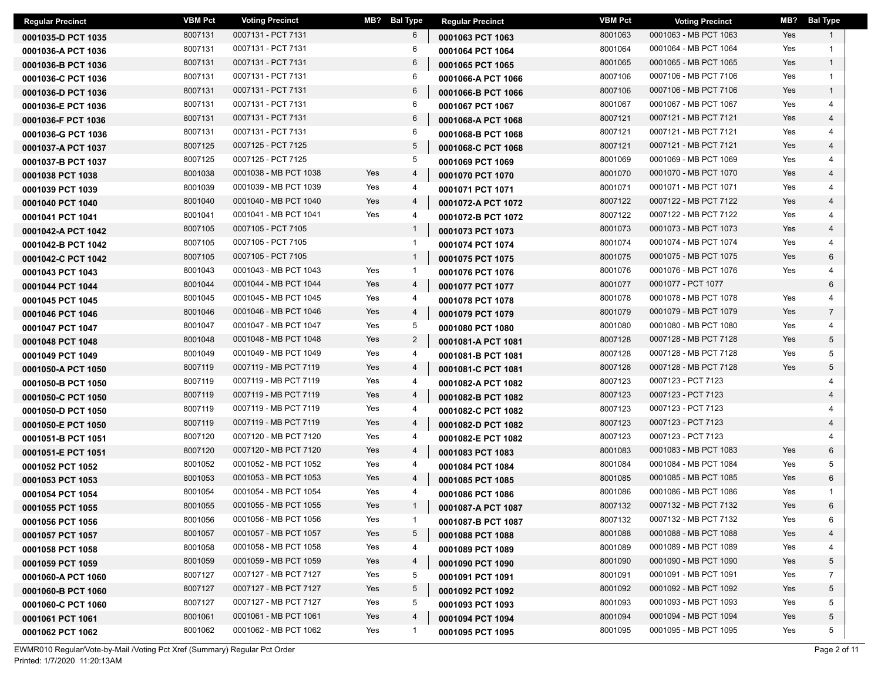| Regular Precinct | VBM Pct | Voting Precinct | MB? | Bal Type |
|---|---|---|---|---|
| 0001035-D PCT 1035 | 8007131 | 0007131 - PCT 7131 | | 6 |
| 0001036-A PCT 1036 | 8007131 | 0007131 - PCT 7131 | | 6 |
| 0001036-B PCT 1036 | 8007131 | 0007131 - PCT 7131 | | 6 |
| 0001036-C PCT 1036 | 8007131 | 0007131 - PCT 7131 | | 6 |
| 0001036-D PCT 1036 | 8007131 | 0007131 - PCT 7131 | | 6 |
| 0001036-E PCT 1036 | 8007131 | 0007131 - PCT 7131 | | 6 |
| 0001036-F PCT 1036 | 8007131 | 0007131 - PCT 7131 | | 6 |
| 0001036-G PCT 1036 | 8007131 | 0007131 - PCT 7131 | | 6 |
| 0001037-A PCT 1037 | 8007125 | 0007125 - PCT 7125 | | 5 |
| 0001037-B PCT 1037 | 8007125 | 0007125 - PCT 7125 | | 5 |
| 0001038 PCT 1038 | 8001038 | 0001038 - MB PCT 1038 | Yes | 4 |
| 0001039 PCT 1039 | 8001039 | 0001039 - MB PCT 1039 | Yes | 4 |
| 0001040 PCT 1040 | 8001040 | 0001040 - MB PCT 1040 | Yes | 4 |
| 0001041 PCT 1041 | 8001041 | 0001041 - MB PCT 1041 | Yes | 4 |
| 0001042-A PCT 1042 | 8007105 | 0007105 - PCT 7105 | | 1 |
| 0001042-B PCT 1042 | 8007105 | 0007105 - PCT 7105 | | 1 |
| 0001042-C PCT 1042 | 8007105 | 0007105 - PCT 7105 | | 1 |
| 0001043 PCT 1043 | 8001043 | 0001043 - MB PCT 1043 | Yes | 1 |
| 0001044 PCT 1044 | 8001044 | 0001044 - MB PCT 1044 | Yes | 4 |
| 0001045 PCT 1045 | 8001045 | 0001045 - MB PCT 1045 | Yes | 4 |
| 0001046 PCT 1046 | 8001046 | 0001046 - MB PCT 1046 | Yes | 4 |
| 0001047 PCT 1047 | 8001047 | 0001047 - MB PCT 1047 | Yes | 5 |
| 0001048 PCT 1048 | 8001048 | 0001048 - MB PCT 1048 | Yes | 2 |
| 0001049 PCT 1049 | 8001049 | 0001049 - MB PCT 1049 | Yes | 4 |
| 0001050-A PCT 1050 | 8007119 | 0007119 - MB PCT 7119 | Yes | 4 |
| 0001050-B PCT 1050 | 8007119 | 0007119 - MB PCT 7119 | Yes | 4 |
| 0001050-C PCT 1050 | 8007119 | 0007119 - MB PCT 7119 | Yes | 4 |
| 0001050-D PCT 1050 | 8007119 | 0007119 - MB PCT 7119 | Yes | 4 |
| 0001050-E PCT 1050 | 8007119 | 0007119 - MB PCT 7119 | Yes | 4 |
| 0001051-B PCT 1051 | 8007120 | 0007120 - MB PCT 7120 | Yes | 4 |
| 0001051-E PCT 1051 | 8007120 | 0007120 - MB PCT 7120 | Yes | 4 |
| 0001052 PCT 1052 | 8001052 | 0001052 - MB PCT 1052 | Yes | 4 |
| 0001053 PCT 1053 | 8001053 | 0001053 - MB PCT 1053 | Yes | 4 |
| 0001054 PCT 1054 | 8001054 | 0001054 - MB PCT 1054 | Yes | 4 |
| 0001055 PCT 1055 | 8001055 | 0001055 - MB PCT 1055 | Yes | 1 |
| 0001056 PCT 1056 | 8001056 | 0001056 - MB PCT 1056 | Yes | 1 |
| 0001057 PCT 1057 | 8001057 | 0001057 - MB PCT 1057 | Yes | 5 |
| 0001058 PCT 1058 | 8001058 | 0001058 - MB PCT 1058 | Yes | 4 |
| 0001059 PCT 1059 | 8001059 | 0001059 - MB PCT 1059 | Yes | 4 |
| 0001060-A PCT 1060 | 8007127 | 0007127 - MB PCT 7127 | Yes | 5 |
| 0001060-B PCT 1060 | 8007127 | 0007127 - MB PCT 7127 | Yes | 5 |
| 0001060-C PCT 1060 | 8007127 | 0007127 - MB PCT 7127 | Yes | 5 |
| 0001061 PCT 1061 | 8001061 | 0001061 - MB PCT 1061 | Yes | 4 |
| 0001062 PCT 1062 | 8001062 | 0001062 - MB PCT 1062 | Yes | 1 |
| 0001063 PCT 1063 | 8001063 | 0001063 - MB PCT 1063 | Yes | 1 |
| 0001064 PCT 1064 | 8001064 | 0001064 - MB PCT 1064 | Yes | 1 |
| 0001065 PCT 1065 | 8001065 | 0001065 - MB PCT 1065 | Yes | 1 |
| 0001066-A PCT 1066 | 8007106 | 0007106 - MB PCT 7106 | Yes | 1 |
| 0001066-B PCT 1066 | 8007106 | 0007106 - MB PCT 7106 | Yes | 1 |
| 0001067 PCT 1067 | 8001067 | 0001067 - MB PCT 1067 | Yes | 4 |
| 0001068-A PCT 1068 | 8007121 | 0007121 - MB PCT 7121 | Yes | 4 |
| 0001068-B PCT 1068 | 8007121 | 0007121 - MB PCT 7121 | Yes | 4 |
| 0001068-C PCT 1068 | 8007121 | 0007121 - MB PCT 7121 | Yes | 4 |
| 0001069 PCT 1069 | 8001069 | 0001069 - MB PCT 1069 | Yes | 4 |
| 0001070 PCT 1070 | 8001070 | 0001070 - MB PCT 1070 | Yes | 4 |
| 0001071 PCT 1071 | 8001071 | 0001071 - MB PCT 1071 | Yes | 4 |
| 0001072-A PCT 1072 | 8007122 | 0007122 - MB PCT 7122 | Yes | 4 |
| 0001072-B PCT 1072 | 8007122 | 0007122 - MB PCT 7122 | Yes | 4 |
| 0001073 PCT 1073 | 8001073 | 0001073 - MB PCT 1073 | Yes | 4 |
| 0001074 PCT 1074 | 8001074 | 0001074 - MB PCT 1074 | Yes | 4 |
| 0001075 PCT 1075 | 8001075 | 0001075 - MB PCT 1075 | Yes | 6 |
| 0001076 PCT 1076 | 8001076 | 0001076 - MB PCT 1076 | Yes | 4 |
| 0001077 PCT 1077 | 8001077 | 0001077 - PCT 1077 | | 6 |
| 0001078 PCT 1078 | 8001078 | 0001078 - MB PCT 1078 | Yes | 4 |
| 0001079 PCT 1079 | 8001079 | 0001079 - MB PCT 1079 | Yes | 7 |
| 0001080 PCT 1080 | 8001080 | 0001080 - MB PCT 1080 | Yes | 4 |
| 0001081-A PCT 1081 | 8007128 | 0007128 - MB PCT 7128 | Yes | 5 |
| 0001081-B PCT 1081 | 8007128 | 0007128 - MB PCT 7128 | Yes | 5 |
| 0001081-C PCT 1081 | 8007128 | 0007128 - MB PCT 7128 | Yes | 5 |
| 0001082-A PCT 1082 | 8007123 | 0007123 - PCT 7123 | | 4 |
| 0001082-B PCT 1082 | 8007123 | 0007123 - PCT 7123 | | 4 |
| 0001082-C PCT 1082 | 8007123 | 0007123 - PCT 7123 | | 4 |
| 0001082-D PCT 1082 | 8007123 | 0007123 - PCT 7123 | | 4 |
| 0001082-E PCT 1082 | 8007123 | 0007123 - PCT 7123 | | 4 |
| 0001083 PCT 1083 | 8001083 | 0001083 - MB PCT 1083 | Yes | 6 |
| 0001084 PCT 1084 | 8001084 | 0001084 - MB PCT 1084 | Yes | 5 |
| 0001085 PCT 1085 | 8001085 | 0001085 - MB PCT 1085 | Yes | 6 |
| 0001086 PCT 1086 | 8001086 | 0001086 - MB PCT 1086 | Yes | 1 |
| 0001087-A PCT 1087 | 8007132 | 0007132 - MB PCT 7132 | Yes | 6 |
| 0001087-B PCT 1087 | 8007132 | 0007132 - MB PCT 7132 | Yes | 6 |
| 0001088 PCT 1088 | 8001088 | 0001088 - MB PCT 1088 | Yes | 4 |
| 0001089 PCT 1089 | 8001089 | 0001089 - MB PCT 1089 | Yes | 4 |
| 0001090 PCT 1090 | 8001090 | 0001090 - MB PCT 1090 | Yes | 5 |
| 0001091 PCT 1091 | 8001091 | 0001091 - MB PCT 1091 | Yes | 7 |
| 0001092 PCT 1092 | 8001092 | 0001092 - MB PCT 1092 | Yes | 5 |
| 0001093 PCT 1093 | 8001093 | 0001093 - MB PCT 1093 | Yes | 5 |
| 0001094 PCT 1094 | 8001094 | 0001094 - MB PCT 1094 | Yes | 5 |
| 0001095 PCT 1095 | 8001095 | 0001095 - MB PCT 1095 | Yes | 5 |

EWMR010 Regular/Vote-by-Mail /Voting Pct Xref (Summary) Regular Pct Order
Printed: 1/7/2020 11:20:13AM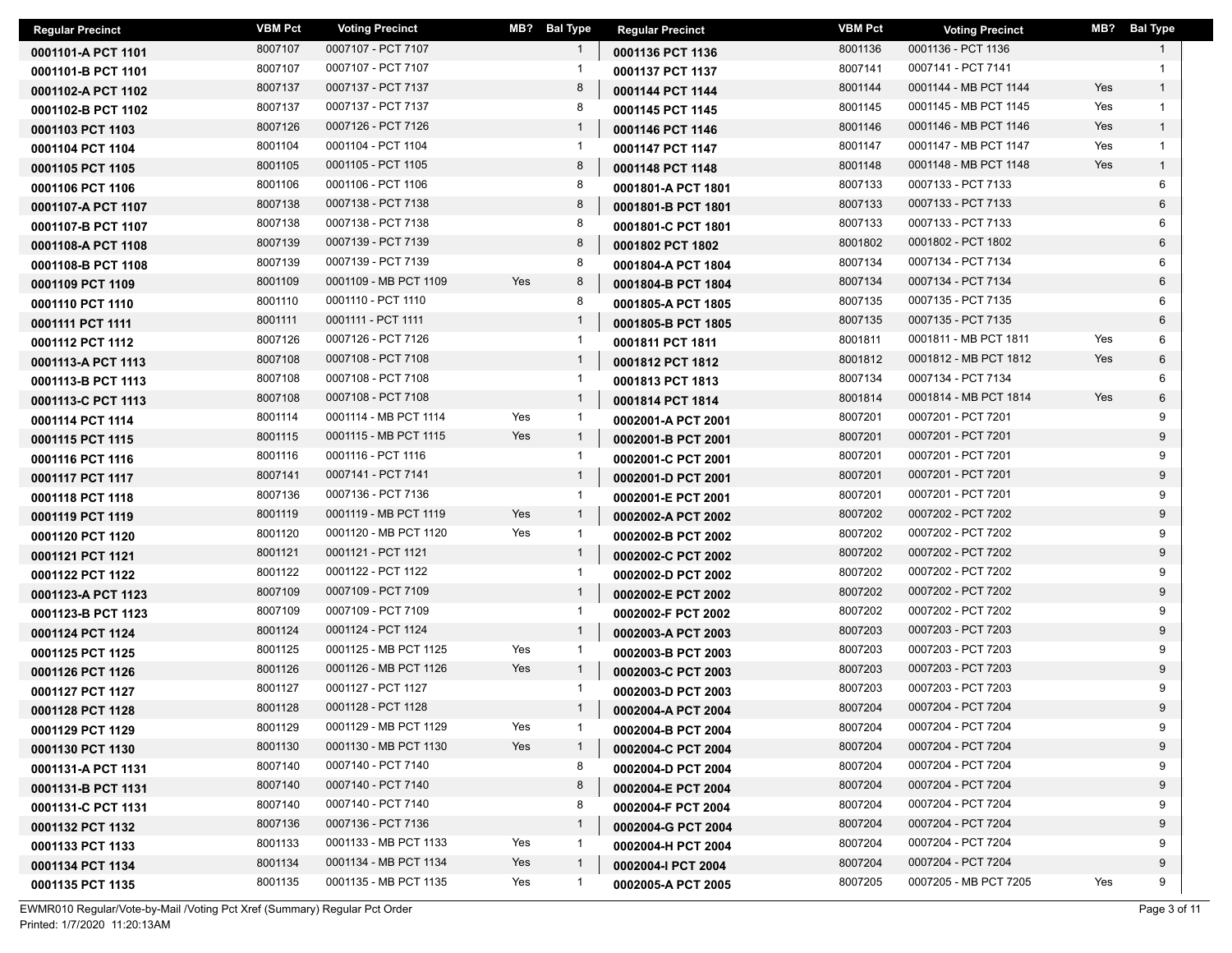| Regular Precinct | VBM Pct | Voting Precinct | MB? | Bal Type |
|---|---|---|---|---|
| 0001101-A PCT 1101 | 8007107 | 0007107 - PCT 7107 | | 1 |
| 0001101-B PCT 1101 | 8007107 | 0007107 - PCT 7107 | | 1 |
| 0001102-A PCT 1102 | 8007137 | 0007137 - PCT 7137 | | 8 |
| 0001102-B PCT 1102 | 8007137 | 0007137 - PCT 7137 | | 8 |
| 0001103 PCT 1103 | 8007126 | 0007126 - PCT 7126 | | 1 |
| 0001104 PCT 1104 | 8001104 | 0001104 - PCT 1104 | | 1 |
| 0001105 PCT 1105 | 8001105 | 0001105 - PCT 1105 | | 8 |
| 0001106 PCT 1106 | 8001106 | 0001106 - PCT 1106 | | 8 |
| 0001107-A PCT 1107 | 8007138 | 0007138 - PCT 7138 | | 8 |
| 0001107-B PCT 1107 | 8007138 | 0007138 - PCT 7138 | | 8 |
| 0001108-A PCT 1108 | 8007139 | 0007139 - PCT 7139 | | 8 |
| 0001108-B PCT 1108 | 8007139 | 0007139 - PCT 7139 | | 8 |
| 0001109 PCT 1109 | 8001109 | 0001109 - MB PCT 1109 | Yes | 8 |
| 0001110 PCT 1110 | 8001110 | 0001110 - PCT 1110 | | 8 |
| 0001111 PCT 1111 | 8001111 | 0001111 - PCT 1111 | | 1 |
| 0001112 PCT 1112 | 8007126 | 0007126 - PCT 7126 | | 1 |
| 0001113-A PCT 1113 | 8007108 | 0007108 - PCT 7108 | | 1 |
| 0001113-B PCT 1113 | 8007108 | 0007108 - PCT 7108 | | 1 |
| 0001113-C PCT 1113 | 8007108 | 0007108 - PCT 7108 | | 1 |
| 0001114 PCT 1114 | 8001114 | 0001114 - MB PCT 1114 | Yes | 1 |
| 0001115 PCT 1115 | 8001115 | 0001115 - MB PCT 1115 | Yes | 1 |
| 0001116 PCT 1116 | 8001116 | 0001116 - PCT 1116 | | 1 |
| 0001117 PCT 1117 | 8007141 | 0007141 - PCT 7141 | | 1 |
| 0001118 PCT 1118 | 8007136 | 0007136 - PCT 7136 | | 1 |
| 0001119 PCT 1119 | 8001119 | 0001119 - MB PCT 1119 | Yes | 1 |
| 0001120 PCT 1120 | 8001120 | 0001120 - MB PCT 1120 | Yes | 1 |
| 0001121 PCT 1121 | 8001121 | 0001121 - PCT 1121 | | 1 |
| 0001122 PCT 1122 | 8001122 | 0001122 - PCT 1122 | | 1 |
| 0001123-A PCT 1123 | 8007109 | 0007109 - PCT 7109 | | 1 |
| 0001123-B PCT 1123 | 8007109 | 0007109 - PCT 7109 | | 1 |
| 0001124 PCT 1124 | 8001124 | 0001124 - PCT 1124 | | 1 |
| 0001125 PCT 1125 | 8001125 | 0001125 - MB PCT 1125 | Yes | 1 |
| 0001126 PCT 1126 | 8001126 | 0001126 - MB PCT 1126 | Yes | 1 |
| 0001127 PCT 1127 | 8001127 | 0001127 - PCT 1127 | | 1 |
| 0001128 PCT 1128 | 8001128 | 0001128 - PCT 1128 | | 1 |
| 0001129 PCT 1129 | 8001129 | 0001129 - MB PCT 1129 | Yes | 1 |
| 0001130 PCT 1130 | 8001130 | 0001130 - MB PCT 1130 | Yes | 1 |
| 0001131-A PCT 1131 | 8007140 | 0007140 - PCT 7140 | | 8 |
| 0001131-B PCT 1131 | 8007140 | 0007140 - PCT 7140 | | 8 |
| 0001131-C PCT 1131 | 8007140 | 0007140 - PCT 7140 | | 8 |
| 0001132 PCT 1132 | 8007136 | 0007136 - PCT 7136 | | 1 |
| 0001133 PCT 1133 | 8001133 | 0001133 - MB PCT 1133 | Yes | 1 |
| 0001134 PCT 1134 | 8001134 | 0001134 - MB PCT 1134 | Yes | 1 |
| 0001135 PCT 1135 | 8001135 | 0001135 - MB PCT 1135 | Yes | 1 |
| 0001136 PCT 1136 | 8001136 | 0001136 - PCT 1136 | | 1 |
| 0001137 PCT 1137 | 8007141 | 0007141 - PCT 7141 | | 1 |
| 0001144 PCT 1144 | 8001144 | 0001144 - MB PCT 1144 | Yes | 1 |
| 0001145 PCT 1145 | 8001145 | 0001145 - MB PCT 1145 | Yes | 1 |
| 0001146 PCT 1146 | 8001146 | 0001146 - MB PCT 1146 | Yes | 1 |
| 0001147 PCT 1147 | 8001147 | 0001147 - MB PCT 1147 | Yes | 1 |
| 0001148 PCT 1148 | 8001148 | 0001148 - MB PCT 1148 | Yes | 1 |
| 0001801-A PCT 1801 | 8007133 | 0007133 - PCT 7133 | | 6 |
| 0001801-B PCT 1801 | 8007133 | 0007133 - PCT 7133 | | 6 |
| 0001801-C PCT 1801 | 8007133 | 0007133 - PCT 7133 | | 6 |
| 0001802 PCT 1802 | 8001802 | 0001802 - PCT 1802 | | 6 |
| 0001804-A PCT 1804 | 8007134 | 0007134 - PCT 7134 | | 6 |
| 0001804-B PCT 1804 | 8007134 | 0007134 - PCT 7134 | | 6 |
| 0001805-A PCT 1805 | 8007135 | 0007135 - PCT 7135 | | 6 |
| 0001805-B PCT 1805 | 8007135 | 0007135 - PCT 7135 | | 6 |
| 0001811 PCT 1811 | 8001811 | 0001811 - MB PCT 1811 | Yes | 6 |
| 0001812 PCT 1812 | 8001812 | 0001812 - MB PCT 1812 | Yes | 6 |
| 0001813 PCT 1813 | 8007134 | 0007134 - PCT 7134 | | 6 |
| 0001814 PCT 1814 | 8001814 | 0001814 - MB PCT 1814 | Yes | 6 |
| 0002001-A PCT 2001 | 8007201 | 0007201 - PCT 7201 | | 9 |
| 0002001-B PCT 2001 | 8007201 | 0007201 - PCT 7201 | | 9 |
| 0002001-C PCT 2001 | 8007201 | 0007201 - PCT 7201 | | 9 |
| 0002001-D PCT 2001 | 8007201 | 0007201 - PCT 7201 | | 9 |
| 0002001-E PCT 2001 | 8007201 | 0007201 - PCT 7201 | | 9 |
| 0002002-A PCT 2002 | 8007202 | 0007202 - PCT 7202 | | 9 |
| 0002002-B PCT 2002 | 8007202 | 0007202 - PCT 7202 | | 9 |
| 0002002-C PCT 2002 | 8007202 | 0007202 - PCT 7202 | | 9 |
| 0002002-D PCT 2002 | 8007202 | 0007202 - PCT 7202 | | 9 |
| 0002002-E PCT 2002 | 8007202 | 0007202 - PCT 7202 | | 9 |
| 0002002-F PCT 2002 | 8007202 | 0007202 - PCT 7202 | | 9 |
| 0002003-A PCT 2003 | 8007203 | 0007203 - PCT 7203 | | 9 |
| 0002003-B PCT 2003 | 8007203 | 0007203 - PCT 7203 | | 9 |
| 0002003-C PCT 2003 | 8007203 | 0007203 - PCT 7203 | | 9 |
| 0002003-D PCT 2003 | 8007203 | 0007203 - PCT 7203 | | 9 |
| 0002004-A PCT 2004 | 8007204 | 0007204 - PCT 7204 | | 9 |
| 0002004-B PCT 2004 | 8007204 | 0007204 - PCT 7204 | | 9 |
| 0002004-C PCT 2004 | 8007204 | 0007204 - PCT 7204 | | 9 |
| 0002004-D PCT 2004 | 8007204 | 0007204 - PCT 7204 | | 9 |
| 0002004-E PCT 2004 | 8007204 | 0007204 - PCT 7204 | | 9 |
| 0002004-F PCT 2004 | 8007204 | 0007204 - PCT 7204 | | 9 |
| 0002004-G PCT 2004 | 8007204 | 0007204 - PCT 7204 | | 9 |
| 0002004-H PCT 2004 | 8007204 | 0007204 - PCT 7204 | | 9 |
| 0002004-I PCT 2004 | 8007204 | 0007204 - PCT 7204 | | 9 |
| 0002005-A PCT 2005 | 8007205 | 0007205 - MB PCT 7205 | Yes | 9 |

EWMR010 Regular/Vote-by-Mail /Voting Pct Xref (Summary) Regular Pct Order
Printed: 1/7/2020 11:20:13AM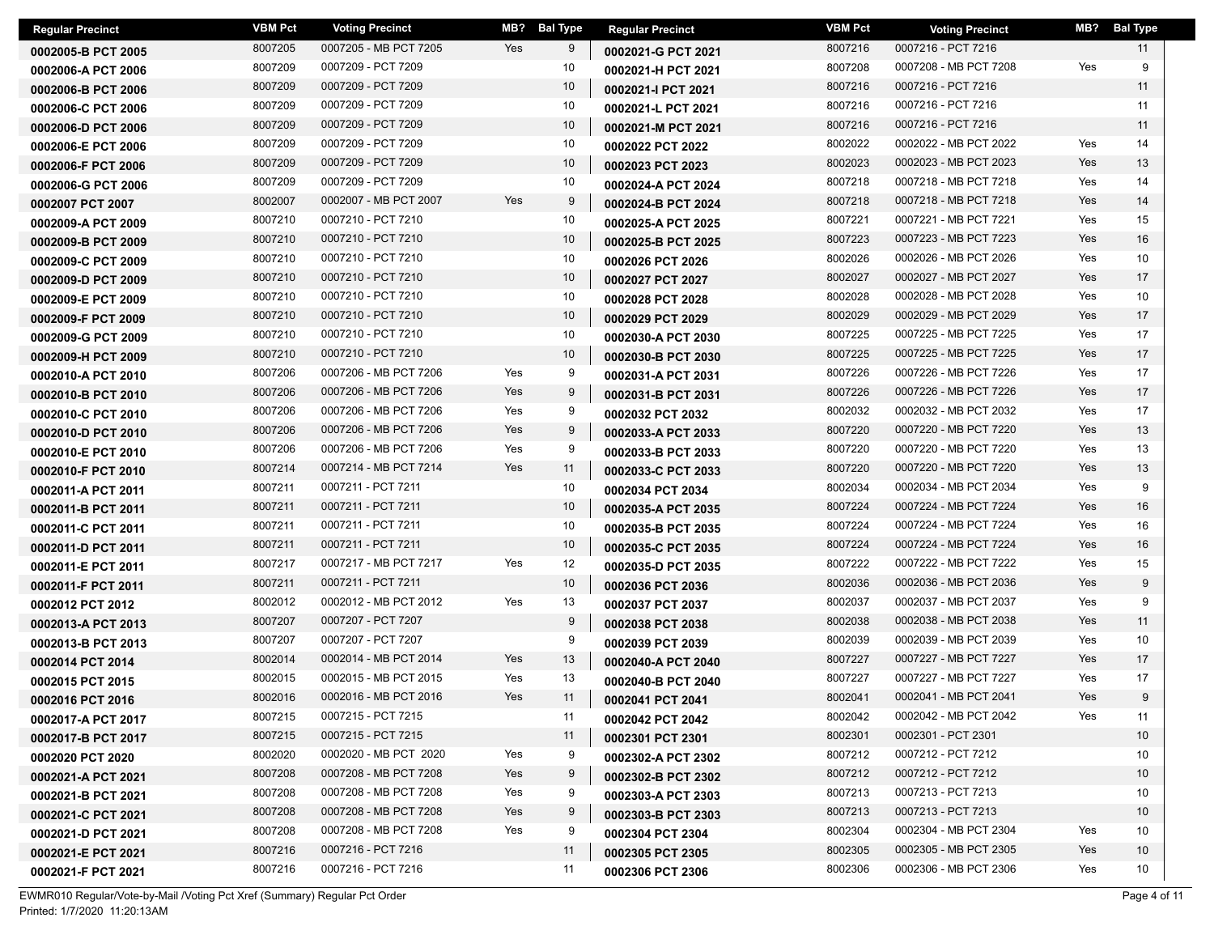| Regular Precinct | VBM Pct | Voting Precinct | MB? | Bal Type |
|---|---|---|---|---|
| 0002005-B PCT 2005 | 8007205 | 0007205 - MB PCT 7205 | Yes | 9 |
| 0002006-A PCT 2006 | 8007209 | 0007209 - PCT 7209 | | 10 |
| 0002006-B PCT 2006 | 8007209 | 0007209 - PCT 7209 | | 10 |
| 0002006-C PCT 2006 | 8007209 | 0007209 - PCT 7209 | | 10 |
| 0002006-D PCT 2006 | 8007209 | 0007209 - PCT 7209 | | 10 |
| 0002006-E PCT 2006 | 8007209 | 0007209 - PCT 7209 | | 10 |
| 0002006-F PCT 2006 | 8007209 | 0007209 - PCT 7209 | | 10 |
| 0002006-G PCT 2006 | 8007209 | 0007209 - PCT 7209 | | 10 |
| 0002007 PCT 2007 | 8002007 | 0002007 - MB PCT 2007 | Yes | 9 |
| 0002009-A PCT 2009 | 8007210 | 0007210 - PCT 7210 | | 10 |
| 0002009-B PCT 2009 | 8007210 | 0007210 - PCT 7210 | | 10 |
| 0002009-C PCT 2009 | 8007210 | 0007210 - PCT 7210 | | 10 |
| 0002009-D PCT 2009 | 8007210 | 0007210 - PCT 7210 | | 10 |
| 0002009-E PCT 2009 | 8007210 | 0007210 - PCT 7210 | | 10 |
| 0002009-F PCT 2009 | 8007210 | 0007210 - PCT 7210 | | 10 |
| 0002009-G PCT 2009 | 8007210 | 0007210 - PCT 7210 | | 10 |
| 0002009-H PCT 2009 | 8007210 | 0007210 - PCT 7210 | | 10 |
| 0002010-A PCT 2010 | 8007206 | 0007206 - MB PCT 7206 | Yes | 9 |
| 0002010-B PCT 2010 | 8007206 | 0007206 - MB PCT 7206 | Yes | 9 |
| 0002010-C PCT 2010 | 8007206 | 0007206 - MB PCT 7206 | Yes | 9 |
| 0002010-D PCT 2010 | 8007206 | 0007206 - MB PCT 7206 | Yes | 9 |
| 0002010-E PCT 2010 | 8007206 | 0007206 - MB PCT 7206 | Yes | 9 |
| 0002010-F PCT 2010 | 8007214 | 0007214 - MB PCT 7214 | Yes | 11 |
| 0002011-A PCT 2011 | 8007211 | 0007211 - PCT 7211 | | 10 |
| 0002011-B PCT 2011 | 8007211 | 0007211 - PCT 7211 | | 10 |
| 0002011-C PCT 2011 | 8007211 | 0007211 - PCT 7211 | | 10 |
| 0002011-D PCT 2011 | 8007211 | 0007211 - PCT 7211 | | 10 |
| 0002011-E PCT 2011 | 8007217 | 0007217 - MB PCT 7217 | Yes | 12 |
| 0002011-F PCT 2011 | 8007211 | 0007211 - PCT 7211 | | 10 |
| 0002012 PCT 2012 | 8002012 | 0002012 - MB PCT 2012 | Yes | 13 |
| 0002013-A PCT 2013 | 8007207 | 0007207 - PCT 7207 | | 9 |
| 0002013-B PCT 2013 | 8007207 | 0007207 - PCT 7207 | | 9 |
| 0002014 PCT 2014 | 8002014 | 0002014 - MB PCT 2014 | Yes | 13 |
| 0002015 PCT 2015 | 8002015 | 0002015 - MB PCT 2015 | Yes | 13 |
| 0002016 PCT 2016 | 8002016 | 0002016 - MB PCT 2016 | Yes | 11 |
| 0002017-A PCT 2017 | 8007215 | 0007215 - PCT 7215 | | 11 |
| 0002017-B PCT 2017 | 8007215 | 0007215 - PCT 7215 | | 11 |
| 0002020 PCT 2020 | 8002020 | 0002020 - MB PCT 2020 | Yes | 9 |
| 0002021-A PCT 2021 | 8007208 | 0007208 - MB PCT 7208 | Yes | 9 |
| 0002021-B PCT 2021 | 8007208 | 0007208 - MB PCT 7208 | Yes | 9 |
| 0002021-C PCT 2021 | 8007208 | 0007208 - MB PCT 7208 | Yes | 9 |
| 0002021-D PCT 2021 | 8007208 | 0007208 - MB PCT 7208 | Yes | 9 |
| 0002021-E PCT 2021 | 8007216 | 0007216 - PCT 7216 | | 11 |
| 0002021-F PCT 2021 | 8007216 | 0007216 - PCT 7216 | | 11 |
| 0002021-G PCT 2021 | 8007216 | 0007216 - PCT 7216 | | 11 |
| 0002021-H PCT 2021 | 8007208 | 0007208 - MB PCT 7208 | Yes | 9 |
| 0002021-I PCT 2021 | 8007216 | 0007216 - PCT 7216 | | 11 |
| 0002021-L PCT 2021 | 8007216 | 0007216 - PCT 7216 | | 11 |
| 0002021-M PCT 2021 | 8007216 | 0007216 - PCT 7216 | | 11 |
| 0002022 PCT 2022 | 8002022 | 0002022 - MB PCT 2022 | Yes | 14 |
| 0002023 PCT 2023 | 8002023 | 0002023 - MB PCT 2023 | Yes | 13 |
| 0002024-A PCT 2024 | 8007218 | 0007218 - MB PCT 7218 | Yes | 14 |
| 0002024-B PCT 2024 | 8007218 | 0007218 - MB PCT 7218 | Yes | 14 |
| 0002025-A PCT 2025 | 8007221 | 0007221 - MB PCT 7221 | Yes | 15 |
| 0002025-B PCT 2025 | 8007223 | 0007223 - MB PCT 7223 | Yes | 16 |
| 0002026 PCT 2026 | 8002026 | 0002026 - MB PCT 2026 | Yes | 10 |
| 0002027 PCT 2027 | 8002027 | 0002027 - MB PCT 2027 | Yes | 17 |
| 0002028 PCT 2028 | 8002028 | 0002028 - MB PCT 2028 | Yes | 10 |
| 0002029 PCT 2029 | 8002029 | 0002029 - MB PCT 2029 | Yes | 17 |
| 0002030-A PCT 2030 | 8007225 | 0007225 - MB PCT 7225 | Yes | 17 |
| 0002030-B PCT 2030 | 8007225 | 0007225 - MB PCT 7225 | Yes | 17 |
| 0002031-A PCT 2031 | 8007226 | 0007226 - MB PCT 7226 | Yes | 17 |
| 0002031-B PCT 2031 | 8007226 | 0007226 - MB PCT 7226 | Yes | 17 |
| 0002032 PCT 2032 | 8002032 | 0002032 - MB PCT 2032 | Yes | 17 |
| 0002033-A PCT 2033 | 8007220 | 0007220 - MB PCT 7220 | Yes | 13 |
| 0002033-B PCT 2033 | 8007220 | 0007220 - MB PCT 7220 | Yes | 13 |
| 0002033-C PCT 2033 | 8007220 | 0007220 - MB PCT 7220 | Yes | 13 |
| 0002034 PCT 2034 | 8002034 | 0002034 - MB PCT 2034 | Yes | 9 |
| 0002035-A PCT 2035 | 8007224 | 0007224 - MB PCT 7224 | Yes | 16 |
| 0002035-B PCT 2035 | 8007224 | 0007224 - MB PCT 7224 | Yes | 16 |
| 0002035-C PCT 2035 | 8007224 | 0007224 - MB PCT 7224 | Yes | 16 |
| 0002035-D PCT 2035 | 8007222 | 0007222 - MB PCT 7222 | Yes | 15 |
| 0002036 PCT 2036 | 8002036 | 0002036 - MB PCT 2036 | Yes | 9 |
| 0002037 PCT 2037 | 8002037 | 0002037 - MB PCT 2037 | Yes | 9 |
| 0002038 PCT 2038 | 8002038 | 0002038 - MB PCT 2038 | Yes | 11 |
| 0002039 PCT 2039 | 8002039 | 0002039 - MB PCT 2039 | Yes | 10 |
| 0002040-A PCT 2040 | 8007227 | 0007227 - MB PCT 7227 | Yes | 17 |
| 0002040-B PCT 2040 | 8007227 | 0007227 - MB PCT 7227 | Yes | 17 |
| 0002041 PCT 2041 | 8002041 | 0002041 - MB PCT 2041 | Yes | 9 |
| 0002042 PCT 2042 | 8002042 | 0002042 - MB PCT 2042 | Yes | 11 |
| 0002301 PCT 2301 | 8002301 | 0002301 - PCT 2301 | | 10 |
| 0002302-A PCT 2302 | 8007212 | 0007212 - PCT 7212 | | 10 |
| 0002302-B PCT 2302 | 8007212 | 0007212 - PCT 7212 | | 10 |
| 0002303-A PCT 2303 | 8007213 | 0007213 - PCT 7213 | | 10 |
| 0002303-B PCT 2303 | 8007213 | 0007213 - PCT 7213 | | 10 |
| 0002304 PCT 2304 | 8002304 | 0002304 - MB PCT 2304 | Yes | 10 |
| 0002305 PCT 2305 | 8002305 | 0002305 - MB PCT 2305 | Yes | 10 |
| 0002306 PCT 2306 | 8002306 | 0002306 - MB PCT 2306 | Yes | 10 |

EWMR010 Regular/Vote-by-Mail /Voting Pct Xref (Summary) Regular Pct Order
Printed: 1/7/2020 11:20:13AM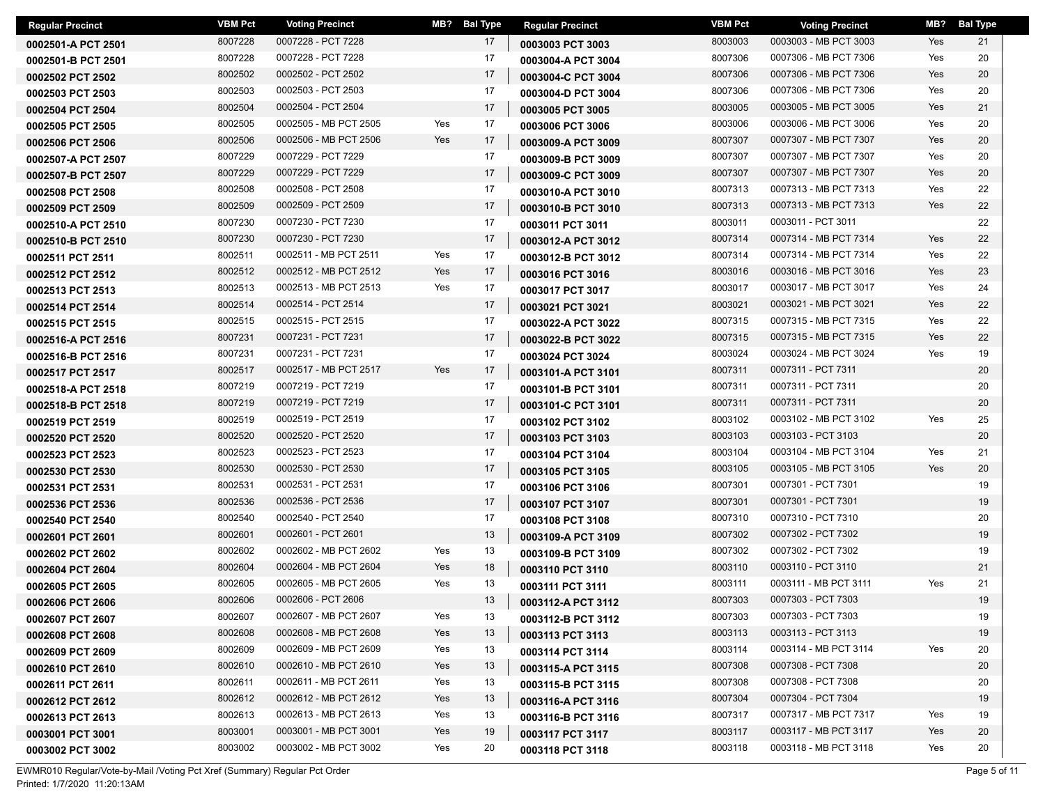| Regular Precinct | VBM Pct | Voting Precinct | MB? | Bal Type |
|---|---|---|---|---|
| 0002501-A PCT 2501 | 8007228 | 0007228 - PCT 7228 | | 17 |
| 0002501-B PCT 2501 | 8007228 | 0007228 - PCT 7228 | | 17 |
| 0002502 PCT 2502 | 8002502 | 0002502 - PCT 2502 | | 17 |
| 0002503 PCT 2503 | 8002503 | 0002503 - PCT 2503 | | 17 |
| 0002504 PCT 2504 | 8002504 | 0002504 - PCT 2504 | | 17 |
| 0002505 PCT 2505 | 8002505 | 0002505 - MB PCT 2505 | Yes | 17 |
| 0002506 PCT 2506 | 8002506 | 0002506 - MB PCT 2506 | Yes | 17 |
| 0002507-A PCT 2507 | 8007229 | 0007229 - PCT 7229 | | 17 |
| 0002507-B PCT 2507 | 8007229 | 0007229 - PCT 7229 | | 17 |
| 0002508 PCT 2508 | 8002508 | 0002508 - PCT 2508 | | 17 |
| 0002509 PCT 2509 | 8002509 | 0002509 - PCT 2509 | | 17 |
| 0002510-A PCT 2510 | 8007230 | 0007230 - PCT 7230 | | 17 |
| 0002510-B PCT 2510 | 8007230 | 0007230 - PCT 7230 | | 17 |
| 0002511 PCT 2511 | 8002511 | 0002511 - MB PCT 2511 | Yes | 17 |
| 0002512 PCT 2512 | 8002512 | 0002512 - MB PCT 2512 | Yes | 17 |
| 0002513 PCT 2513 | 8002513 | 0002513 - MB PCT 2513 | Yes | 17 |
| 0002514 PCT 2514 | 8002514 | 0002514 - PCT 2514 | | 17 |
| 0002515 PCT 2515 | 8002515 | 0002515 - PCT 2515 | | 17 |
| 0002516-A PCT 2516 | 8007231 | 0007231 - PCT 7231 | | 17 |
| 0002516-B PCT 2516 | 8007231 | 0007231 - PCT 7231 | | 17 |
| 0002517 PCT 2517 | 8002517 | 0002517 - MB PCT 2517 | Yes | 17 |
| 0002518-A PCT 2518 | 8007219 | 0007219 - PCT 7219 | | 17 |
| 0002518-B PCT 2518 | 8007219 | 0007219 - PCT 7219 | | 17 |
| 0002519 PCT 2519 | 8002519 | 0002519 - PCT 2519 | | 17 |
| 0002520 PCT 2520 | 8002520 | 0002520 - PCT 2520 | | 17 |
| 0002523 PCT 2523 | 8002523 | 0002523 - PCT 2523 | | 17 |
| 0002530 PCT 2530 | 8002530 | 0002530 - PCT 2530 | | 17 |
| 0002531 PCT 2531 | 8002531 | 0002531 - PCT 2531 | | 17 |
| 0002536 PCT 2536 | 8002536 | 0002536 - PCT 2536 | | 17 |
| 0002540 PCT 2540 | 8002540 | 0002540 - PCT 2540 | | 17 |
| 0002601 PCT 2601 | 8002601 | 0002601 - PCT 2601 | | 13 |
| 0002602 PCT 2602 | 8002602 | 0002602 - MB PCT 2602 | Yes | 13 |
| 0002604 PCT 2604 | 8002604 | 0002604 - MB PCT 2604 | Yes | 18 |
| 0002605 PCT 2605 | 8002605 | 0002605 - MB PCT 2605 | Yes | 13 |
| 0002606 PCT 2606 | 8002606 | 0002606 - PCT 2606 | | 13 |
| 0002607 PCT 2607 | 8002607 | 0002607 - MB PCT 2607 | Yes | 13 |
| 0002608 PCT 2608 | 8002608 | 0002608 - MB PCT 2608 | Yes | 13 |
| 0002609 PCT 2609 | 8002609 | 0002609 - MB PCT 2609 | Yes | 13 |
| 0002610 PCT 2610 | 8002610 | 0002610 - MB PCT 2610 | Yes | 13 |
| 0002611 PCT 2611 | 8002611 | 0002611 - MB PCT 2611 | Yes | 13 |
| 0002612 PCT 2612 | 8002612 | 0002612 - MB PCT 2612 | Yes | 13 |
| 0002613 PCT 2613 | 8002613 | 0002613 - MB PCT 2613 | Yes | 13 |
| 0003001 PCT 3001 | 8003001 | 0003001 - MB PCT 3001 | Yes | 19 |
| 0003002 PCT 3002 | 8003002 | 0003002 - MB PCT 3002 | Yes | 20 |
| 0003003 PCT 3003 | 8003003 | 0003003 - MB PCT 3003 | Yes | 21 |
| 0003004-A PCT 3004 | 8007306 | 0007306 - MB PCT 7306 | Yes | 20 |
| 0003004-C PCT 3004 | 8007306 | 0007306 - MB PCT 7306 | Yes | 20 |
| 0003004-D PCT 3004 | 8007306 | 0007306 - MB PCT 7306 | Yes | 20 |
| 0003005 PCT 3005 | 8003005 | 0003005 - MB PCT 3005 | Yes | 21 |
| 0003006 PCT 3006 | 8003006 | 0003006 - MB PCT 3006 | Yes | 20 |
| 0003009-A PCT 3009 | 8007307 | 0007307 - MB PCT 7307 | Yes | 20 |
| 0003009-B PCT 3009 | 8007307 | 0007307 - MB PCT 7307 | Yes | 20 |
| 0003009-C PCT 3009 | 8007307 | 0007307 - MB PCT 7307 | Yes | 20 |
| 0003010-A PCT 3010 | 8007313 | 0007313 - MB PCT 7313 | Yes | 22 |
| 0003010-B PCT 3010 | 8007313 | 0007313 - MB PCT 7313 | Yes | 22 |
| 0003011 PCT 3011 | 8003011 | 0003011 - PCT 3011 | | 22 |
| 0003012-A PCT 3012 | 8007314 | 0007314 - MB PCT 7314 | Yes | 22 |
| 0003012-B PCT 3012 | 8007314 | 0007314 - MB PCT 7314 | Yes | 22 |
| 0003016 PCT 3016 | 8003016 | 0003016 - MB PCT 3016 | Yes | 23 |
| 0003017 PCT 3017 | 8003017 | 0003017 - MB PCT 3017 | Yes | 24 |
| 0003021 PCT 3021 | 8003021 | 0003021 - MB PCT 3021 | Yes | 22 |
| 0003022-A PCT 3022 | 8007315 | 0007315 - MB PCT 7315 | Yes | 22 |
| 0003022-B PCT 3022 | 8007315 | 0007315 - MB PCT 7315 | Yes | 22 |
| 0003024 PCT 3024 | 8003024 | 0003024 - MB PCT 3024 | Yes | 19 |
| 0003101-A PCT 3101 | 8007311 | 0007311 - PCT 7311 | | 20 |
| 0003101-B PCT 3101 | 8007311 | 0007311 - PCT 7311 | | 20 |
| 0003101-C PCT 3101 | 8007311 | 0007311 - PCT 7311 | | 20 |
| 0003102 PCT 3102 | 8003102 | 0003102 - MB PCT 3102 | Yes | 25 |
| 0003103 PCT 3103 | 8003103 | 0003103 - PCT 3103 | | 20 |
| 0003104 PCT 3104 | 8003104 | 0003104 - MB PCT 3104 | Yes | 21 |
| 0003105 PCT 3105 | 8003105 | 0003105 - MB PCT 3105 | Yes | 20 |
| 0003106 PCT 3106 | 8007301 | 0007301 - PCT 7301 | | 19 |
| 0003107 PCT 3107 | 8007301 | 0007301 - PCT 7301 | | 19 |
| 0003108 PCT 3108 | 8007310 | 0007310 - PCT 7310 | | 20 |
| 0003109-A PCT 3109 | 8007302 | 0007302 - PCT 7302 | | 19 |
| 0003109-B PCT 3109 | 8007302 | 0007302 - PCT 7302 | | 19 |
| 0003110 PCT 3110 | 8003110 | 0003110 - PCT 3110 | | 21 |
| 0003111 PCT 3111 | 8003111 | 0003111 - MB PCT 3111 | Yes | 21 |
| 0003112-A PCT 3112 | 8007303 | 0007303 - PCT 7303 | | 19 |
| 0003112-B PCT 3112 | 8007303 | 0007303 - PCT 7303 | | 19 |
| 0003113 PCT 3113 | 8003113 | 0003113 - PCT 3113 | | 19 |
| 0003114 PCT 3114 | 8003114 | 0003114 - MB PCT 3114 | Yes | 20 |
| 0003115-A PCT 3115 | 8007308 | 0007308 - PCT 7308 | | 20 |
| 0003115-B PCT 3115 | 8007308 | 0007308 - PCT 7308 | | 20 |
| 0003116-A PCT 3116 | 8007304 | 0007304 - PCT 7304 | | 19 |
| 0003116-B PCT 3116 | 8007317 | 0007317 - MB PCT 7317 | Yes | 19 |
| 0003117 PCT 3117 | 8003117 | 0003117 - MB PCT 3117 | Yes | 20 |
| 0003118 PCT 3118 | 8003118 | 0003118 - MB PCT 3118 | Yes | 20 |

EWMR010 Regular/Vote-by-Mail /Voting Pct Xref (Summary) Regular Pct Order
Printed: 1/7/2020 11:20:13AM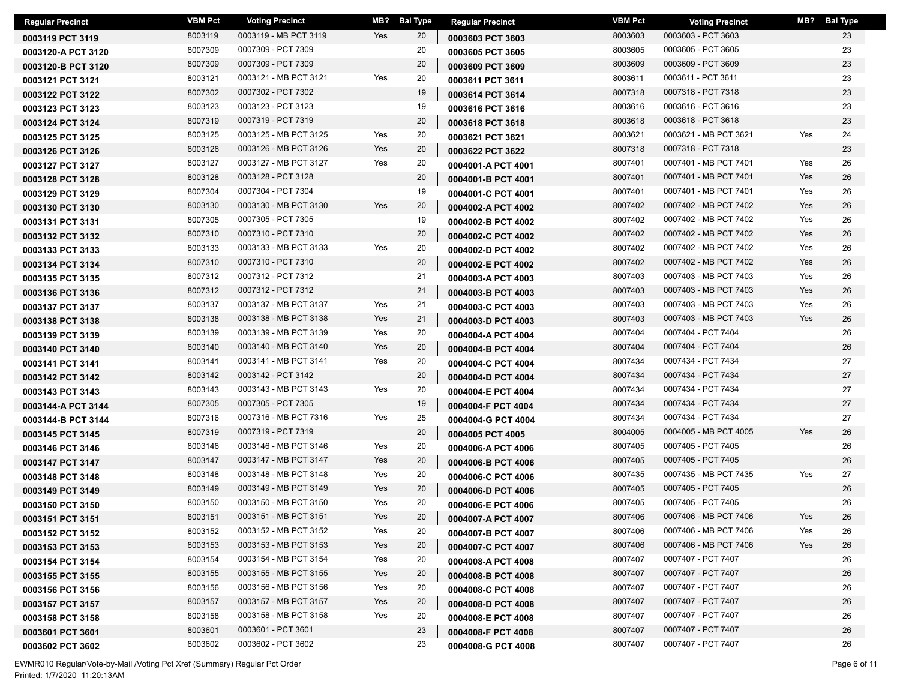| Regular Precinct | VBM Pct | Voting Precinct | MB? | Bal Type |
|---|---|---|---|---|
| 0003119 PCT 3119 | 8003119 | 0003119 - MB PCT 3119 | Yes | 20 |
| 0003120-A PCT 3120 | 8007309 | 0007309 - PCT 7309 | | 20 |
| 0003120-B PCT 3120 | 8007309 | 0007309 - PCT 7309 | | 20 |
| 0003121 PCT 3121 | 8003121 | 0003121 - MB PCT 3121 | Yes | 20 |
| 0003122 PCT 3122 | 8007302 | 0007302 - PCT 7302 | | 19 |
| 0003123 PCT 3123 | 8003123 | 0003123 - PCT 3123 | | 19 |
| 0003124 PCT 3124 | 8007319 | 0007319 - PCT 7319 | | 20 |
| 0003125 PCT 3125 | 8003125 | 0003125 - MB PCT 3125 | Yes | 20 |
| 0003126 PCT 3126 | 8003126 | 0003126 - MB PCT 3126 | Yes | 20 |
| 0003127 PCT 3127 | 8003127 | 0003127 - MB PCT 3127 | Yes | 20 |
| 0003128 PCT 3128 | 8003128 | 0003128 - PCT 3128 | | 20 |
| 0003129 PCT 3129 | 8007304 | 0007304 - PCT 7304 | | 19 |
| 0003130 PCT 3130 | 8003130 | 0003130 - MB PCT 3130 | Yes | 20 |
| 0003131 PCT 3131 | 8007305 | 0007305 - PCT 7305 | | 19 |
| 0003132 PCT 3132 | 8007310 | 0007310 - PCT 7310 | | 20 |
| 0003133 PCT 3133 | 8003133 | 0003133 - MB PCT 3133 | Yes | 20 |
| 0003134 PCT 3134 | 8007310 | 0007310 - PCT 7310 | | 20 |
| 0003135 PCT 3135 | 8007312 | 0007312 - PCT 7312 | | 21 |
| 0003136 PCT 3136 | 8007312 | 0007312 - PCT 7312 | | 21 |
| 0003137 PCT 3137 | 8003137 | 0003137 - MB PCT 3137 | Yes | 21 |
| 0003138 PCT 3138 | 8003138 | 0003138 - MB PCT 3138 | Yes | 21 |
| 0003139 PCT 3139 | 8003139 | 0003139 - MB PCT 3139 | Yes | 20 |
| 0003140 PCT 3140 | 8003140 | 0003140 - MB PCT 3140 | Yes | 20 |
| 0003141 PCT 3141 | 8003141 | 0003141 - MB PCT 3141 | Yes | 20 |
| 0003142 PCT 3142 | 8003142 | 0003142 - PCT 3142 | | 20 |
| 0003143 PCT 3143 | 8003143 | 0003143 - MB PCT 3143 | Yes | 20 |
| 0003144-A PCT 3144 | 8007305 | 0007305 - PCT 7305 | | 19 |
| 0003144-B PCT 3144 | 8007316 | 0007316 - MB PCT 7316 | Yes | 25 |
| 0003145 PCT 3145 | 8007319 | 0007319 - PCT 7319 | | 20 |
| 0003146 PCT 3146 | 8003146 | 0003146 - MB PCT 3146 | Yes | 20 |
| 0003147 PCT 3147 | 8003147 | 0003147 - MB PCT 3147 | Yes | 20 |
| 0003148 PCT 3148 | 8003148 | 0003148 - MB PCT 3148 | Yes | 20 |
| 0003149 PCT 3149 | 8003149 | 0003149 - MB PCT 3149 | Yes | 20 |
| 0003150 PCT 3150 | 8003150 | 0003150 - MB PCT 3150 | Yes | 20 |
| 0003151 PCT 3151 | 8003151 | 0003151 - MB PCT 3151 | Yes | 20 |
| 0003152 PCT 3152 | 8003152 | 0003152 - MB PCT 3152 | Yes | 20 |
| 0003153 PCT 3153 | 8003153 | 0003153 - MB PCT 3153 | Yes | 20 |
| 0003154 PCT 3154 | 8003154 | 0003154 - MB PCT 3154 | Yes | 20 |
| 0003155 PCT 3155 | 8003155 | 0003155 - MB PCT 3155 | Yes | 20 |
| 0003156 PCT 3156 | 8003156 | 0003156 - MB PCT 3156 | Yes | 20 |
| 0003157 PCT 3157 | 8003157 | 0003157 - MB PCT 3157 | Yes | 20 |
| 0003158 PCT 3158 | 8003158 | 0003158 - MB PCT 3158 | Yes | 20 |
| 0003601 PCT 3601 | 8003601 | 0003601 - PCT 3601 | | 23 |
| 0003602 PCT 3602 | 8003602 | 0003602 - PCT 3602 | | 23 |
| 0003603 PCT 3603 | 8003603 | 0003603 - PCT 3603 | | 23 |
| 0003605 PCT 3605 | 8003605 | 0003605 - PCT 3605 | | 23 |
| 0003609 PCT 3609 | 8003609 | 0003609 - PCT 3609 | | 23 |
| 0003611 PCT 3611 | 8003611 | 0003611 - PCT 3611 | | 23 |
| 0003614 PCT 3614 | 8007318 | 0007318 - PCT 7318 | | 23 |
| 0003616 PCT 3616 | 8003616 | 0003616 - PCT 3616 | | 23 |
| 0003618 PCT 3618 | 8003618 | 0003618 - PCT 3618 | | 23 |
| 0003621 PCT 3621 | 8003621 | 0003621 - MB PCT 3621 | Yes | 24 |
| 0003622 PCT 3622 | 8007318 | 0007318 - PCT 7318 | | 23 |
| 0004001-A PCT 4001 | 8007401 | 0007401 - MB PCT 7401 | Yes | 26 |
| 0004001-B PCT 4001 | 8007401 | 0007401 - MB PCT 7401 | Yes | 26 |
| 0004001-C PCT 4001 | 8007401 | 0007401 - MB PCT 7401 | Yes | 26 |
| 0004002-A PCT 4002 | 8007402 | 0007402 - MB PCT 7402 | Yes | 26 |
| 0004002-B PCT 4002 | 8007402 | 0007402 - MB PCT 7402 | Yes | 26 |
| 0004002-C PCT 4002 | 8007402 | 0007402 - MB PCT 7402 | Yes | 26 |
| 0004002-D PCT 4002 | 8007402 | 0007402 - MB PCT 7402 | Yes | 26 |
| 0004002-E PCT 4002 | 8007402 | 0007402 - MB PCT 7402 | Yes | 26 |
| 0004003-A PCT 4003 | 8007403 | 0007403 - MB PCT 7403 | Yes | 26 |
| 0004003-B PCT 4003 | 8007403 | 0007403 - MB PCT 7403 | Yes | 26 |
| 0004003-C PCT 4003 | 8007403 | 0007403 - MB PCT 7403 | Yes | 26 |
| 0004003-D PCT 4003 | 8007403 | 0007403 - MB PCT 7403 | Yes | 26 |
| 0004004-A PCT 4004 | 8007404 | 0007404 - PCT 7404 | | 26 |
| 0004004-B PCT 4004 | 8007404 | 0007404 - PCT 7404 | | 26 |
| 0004004-C PCT 4004 | 8007434 | 0007434 - PCT 7434 | | 27 |
| 0004004-D PCT 4004 | 8007434 | 0007434 - PCT 7434 | | 27 |
| 0004004-E PCT 4004 | 8007434 | 0007434 - PCT 7434 | | 27 |
| 0004004-F PCT 4004 | 8007434 | 0007434 - PCT 7434 | | 27 |
| 0004004-G PCT 4004 | 8007434 | 0007434 - PCT 7434 | | 27 |
| 0004005 PCT 4005 | 8004005 | 0004005 - MB PCT 4005 | Yes | 26 |
| 0004006-A PCT 4006 | 8007405 | 0007405 - PCT 7405 | | 26 |
| 0004006-B PCT 4006 | 8007405 | 0007405 - PCT 7405 | | 26 |
| 0004006-C PCT 4006 | 8007435 | 0007435 - MB PCT 7435 | Yes | 27 |
| 0004006-D PCT 4006 | 8007405 | 0007405 - PCT 7405 | | 26 |
| 0004006-E PCT 4006 | 8007405 | 0007405 - PCT 7405 | | 26 |
| 0004007-A PCT 4007 | 8007406 | 0007406 - MB PCT 7406 | Yes | 26 |
| 0004007-B PCT 4007 | 8007406 | 0007406 - MB PCT 7406 | Yes | 26 |
| 0004007-C PCT 4007 | 8007406 | 0007406 - MB PCT 7406 | Yes | 26 |
| 0004008-A PCT 4008 | 8007407 | 0007407 - PCT 7407 | | 26 |
| 0004008-B PCT 4008 | 8007407 | 0007407 - PCT 7407 | | 26 |
| 0004008-C PCT 4008 | 8007407 | 0007407 - PCT 7407 | | 26 |
| 0004008-D PCT 4008 | 8007407 | 0007407 - PCT 7407 | | 26 |
| 0004008-E PCT 4008 | 8007407 | 0007407 - PCT 7407 | | 26 |
| 0004008-F PCT 4008 | 8007407 | 0007407 - PCT 7407 | | 26 |
| 0004008-G PCT 4008 | 8007407 | 0007407 - PCT 7407 | | 26 |

EWMR010 Regular/Vote-by-Mail /Voting Pct Xref (Summary) Regular Pct Order
Printed: 1/7/2020 11:20:13AM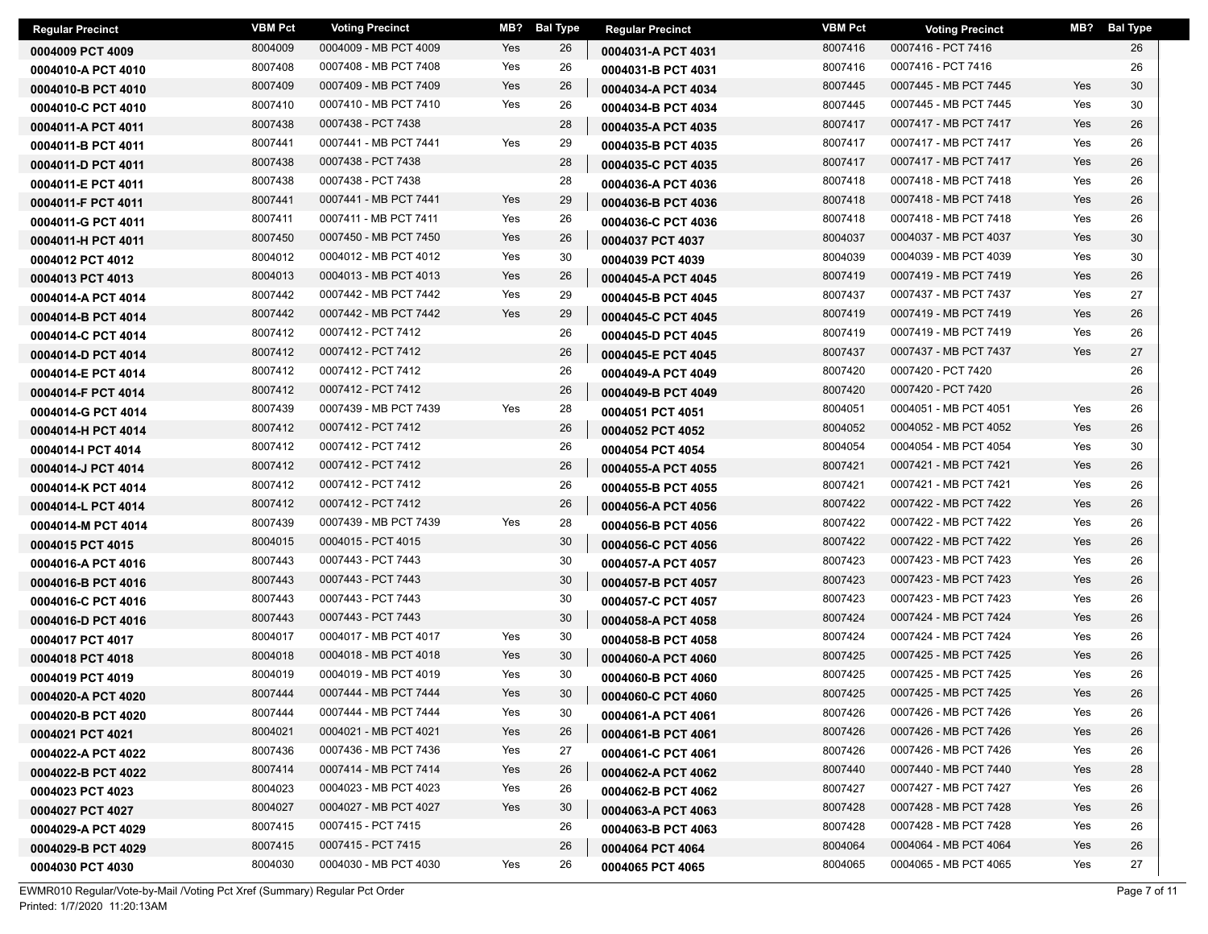| Regular Precinct | VBM Pct | Voting Precinct | MB? | Bal Type |
|---|---|---|---|---|
| 0004009 PCT 4009 | 8004009 | 0004009 - MB PCT 4009 | Yes | 26 |
| 0004010-A PCT 4010 | 8007408 | 0007408 - MB PCT 7408 | Yes | 26 |
| 0004010-B PCT 4010 | 8007409 | 0007409 - MB PCT 7409 | Yes | 26 |
| 0004010-C PCT 4010 | 8007410 | 0007410 - MB PCT 7410 | Yes | 26 |
| 0004011-A PCT 4011 | 8007438 | 0007438 - PCT 7438 | | 28 |
| 0004011-B PCT 4011 | 8007441 | 0007441 - MB PCT 7441 | Yes | 29 |
| 0004011-D PCT 4011 | 8007438 | 0007438 - PCT 7438 | | 28 |
| 0004011-E PCT 4011 | 8007438 | 0007438 - PCT 7438 | | 28 |
| 0004011-F PCT 4011 | 8007441 | 0007441 - MB PCT 7441 | Yes | 29 |
| 0004011-G PCT 4011 | 8007411 | 0007411 - MB PCT 7411 | Yes | 26 |
| 0004011-H PCT 4011 | 8007450 | 0007450 - MB PCT 7450 | Yes | 26 |
| 0004012 PCT 4012 | 8004012 | 0004012 - MB PCT 4012 | Yes | 30 |
| 0004013 PCT 4013 | 8004013 | 0004013 - MB PCT 4013 | Yes | 26 |
| 0004014-A PCT 4014 | 8007442 | 0007442 - MB PCT 7442 | Yes | 29 |
| 0004014-B PCT 4014 | 8007442 | 0007442 - MB PCT 7442 | Yes | 29 |
| 0004014-C PCT 4014 | 8007412 | 0007412 - PCT 7412 | | 26 |
| 0004014-D PCT 4014 | 8007412 | 0007412 - PCT 7412 | | 26 |
| 0004014-E PCT 4014 | 8007412 | 0007412 - PCT 7412 | | 26 |
| 0004014-F PCT 4014 | 8007412 | 0007412 - PCT 7412 | | 26 |
| 0004014-G PCT 4014 | 8007439 | 0007439 - MB PCT 7439 | Yes | 28 |
| 0004014-H PCT 4014 | 8007412 | 0007412 - PCT 7412 | | 26 |
| 0004014-I PCT 4014 | 8007412 | 0007412 - PCT 7412 | | 26 |
| 0004014-J PCT 4014 | 8007412 | 0007412 - PCT 7412 | | 26 |
| 0004014-K PCT 4014 | 8007412 | 0007412 - PCT 7412 | | 26 |
| 0004014-L PCT 4014 | 8007412 | 0007412 - PCT 7412 | | 26 |
| 0004014-M PCT 4014 | 8007439 | 0007439 - MB PCT 7439 | Yes | 28 |
| 0004015 PCT 4015 | 8004015 | 0004015 - PCT 4015 | | 30 |
| 0004016-A PCT 4016 | 8007443 | 0007443 - PCT 7443 | | 30 |
| 0004016-B PCT 4016 | 8007443 | 0007443 - PCT 7443 | | 30 |
| 0004016-C PCT 4016 | 8007443 | 0007443 - PCT 7443 | | 30 |
| 0004016-D PCT 4016 | 8007443 | 0007443 - PCT 7443 | | 30 |
| 0004017 PCT 4017 | 8004017 | 0004017 - MB PCT 4017 | Yes | 30 |
| 0004018 PCT 4018 | 8004018 | 0004018 - MB PCT 4018 | Yes | 30 |
| 0004019 PCT 4019 | 8004019 | 0004019 - MB PCT 4019 | Yes | 30 |
| 0004020-A PCT 4020 | 8007444 | 0007444 - MB PCT 7444 | Yes | 30 |
| 0004020-B PCT 4020 | 8007444 | 0007444 - MB PCT 7444 | Yes | 30 |
| 0004021 PCT 4021 | 8004021 | 0004021 - MB PCT 4021 | Yes | 26 |
| 0004022-A PCT 4022 | 8007436 | 0007436 - MB PCT 7436 | Yes | 27 |
| 0004022-B PCT 4022 | 8007414 | 0007414 - MB PCT 7414 | Yes | 26 |
| 0004023 PCT 4023 | 8004023 | 0004023 - MB PCT 4023 | Yes | 26 |
| 0004027 PCT 4027 | 8004027 | 0004027 - MB PCT 4027 | Yes | 30 |
| 0004029-A PCT 4029 | 8007415 | 0007415 - PCT 7415 | | 26 |
| 0004029-B PCT 4029 | 8007415 | 0007415 - PCT 7415 | | 26 |
| 0004030 PCT 4030 | 8004030 | 0004030 - MB PCT 4030 | Yes | 26 |
| 0004031-A PCT 4031 | 8007416 | 0007416 - PCT 7416 | | 26 |
| 0004031-B PCT 4031 | 8007416 | 0007416 - PCT 7416 | | 26 |
| 0004034-A PCT 4034 | 8007445 | 0007445 - MB PCT 7445 | Yes | 30 |
| 0004034-B PCT 4034 | 8007445 | 0007445 - MB PCT 7445 | Yes | 30 |
| 0004035-A PCT 4035 | 8007417 | 0007417 - MB PCT 7417 | Yes | 26 |
| 0004035-B PCT 4035 | 8007417 | 0007417 - MB PCT 7417 | Yes | 26 |
| 0004035-C PCT 4035 | 8007417 | 0007417 - MB PCT 7417 | Yes | 26 |
| 0004036-A PCT 4036 | 8007418 | 0007418 - MB PCT 7418 | Yes | 26 |
| 0004036-B PCT 4036 | 8007418 | 0007418 - MB PCT 7418 | Yes | 26 |
| 0004036-C PCT 4036 | 8007418 | 0007418 - MB PCT 7418 | Yes | 26 |
| 0004037 PCT 4037 | 8004037 | 0004037 - MB PCT 4037 | Yes | 30 |
| 0004039 PCT 4039 | 8004039 | 0004039 - MB PCT 4039 | Yes | 30 |
| 0004045-A PCT 4045 | 8007419 | 0007419 - MB PCT 7419 | Yes | 26 |
| 0004045-B PCT 4045 | 8007437 | 0007437 - MB PCT 7437 | Yes | 27 |
| 0004045-C PCT 4045 | 8007419 | 0007419 - MB PCT 7419 | Yes | 26 |
| 0004045-D PCT 4045 | 8007419 | 0007419 - MB PCT 7419 | Yes | 26 |
| 0004045-E PCT 4045 | 8007437 | 0007437 - MB PCT 7437 | Yes | 27 |
| 0004049-A PCT 4049 | 8007420 | 0007420 - PCT 7420 | | 26 |
| 0004049-B PCT 4049 | 8007420 | 0007420 - PCT 7420 | | 26 |
| 0004051 PCT 4051 | 8004051 | 0004051 - MB PCT 4051 | Yes | 26 |
| 0004052 PCT 4052 | 8004052 | 0004052 - MB PCT 4052 | Yes | 26 |
| 0004054 PCT 4054 | 8004054 | 0004054 - MB PCT 4054 | Yes | 30 |
| 0004055-A PCT 4055 | 8007421 | 0007421 - MB PCT 7421 | Yes | 26 |
| 0004055-B PCT 4055 | 8007421 | 0007421 - MB PCT 7421 | Yes | 26 |
| 0004056-A PCT 4056 | 8007422 | 0007422 - MB PCT 7422 | Yes | 26 |
| 0004056-B PCT 4056 | 8007422 | 0007422 - MB PCT 7422 | Yes | 26 |
| 0004056-C PCT 4056 | 8007422 | 0007422 - MB PCT 7422 | Yes | 26 |
| 0004057-A PCT 4057 | 8007423 | 0007423 - MB PCT 7423 | Yes | 26 |
| 0004057-B PCT 4057 | 8007423 | 0007423 - MB PCT 7423 | Yes | 26 |
| 0004057-C PCT 4057 | 8007423 | 0007423 - MB PCT 7423 | Yes | 26 |
| 0004058-A PCT 4058 | 8007424 | 0007424 - MB PCT 7424 | Yes | 26 |
| 0004058-B PCT 4058 | 8007424 | 0007424 - MB PCT 7424 | Yes | 26 |
| 0004060-A PCT 4060 | 8007425 | 0007425 - MB PCT 7425 | Yes | 26 |
| 0004060-B PCT 4060 | 8007425 | 0007425 - MB PCT 7425 | Yes | 26 |
| 0004060-C PCT 4060 | 8007425 | 0007425 - MB PCT 7425 | Yes | 26 |
| 0004061-A PCT 4061 | 8007426 | 0007426 - MB PCT 7426 | Yes | 26 |
| 0004061-B PCT 4061 | 8007426 | 0007426 - MB PCT 7426 | Yes | 26 |
| 0004061-C PCT 4061 | 8007426 | 0007426 - MB PCT 7426 | Yes | 26 |
| 0004062-A PCT 4062 | 8007440 | 0007440 - MB PCT 7440 | Yes | 28 |
| 0004062-B PCT 4062 | 8007427 | 0007427 - MB PCT 7427 | Yes | 26 |
| 0004063-A PCT 4063 | 8007428 | 0007428 - MB PCT 7428 | Yes | 26 |
| 0004063-B PCT 4063 | 8007428 | 0007428 - MB PCT 7428 | Yes | 26 |
| 0004064 PCT 4064 | 8004064 | 0004064 - MB PCT 4064 | Yes | 26 |
| 0004065 PCT 4065 | 8004065 | 0004065 - MB PCT 4065 | Yes | 27 |

EWMR010 Regular/Vote-by-Mail /Voting Pct Xref (Summary) Regular Pct Order
Printed: 1/7/2020 11:20:13AM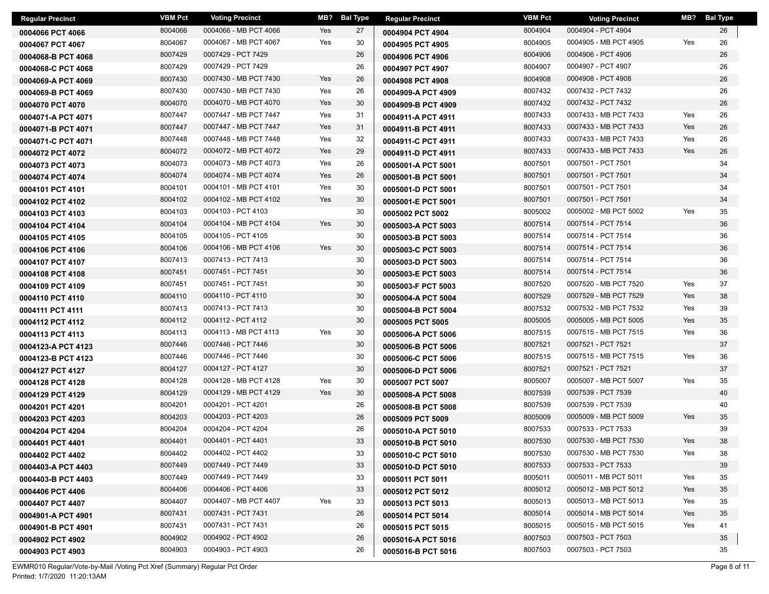| Regular Precinct | VBM Pct | Voting Precinct | MB? | Bal Type |
|---|---|---|---|---|
| 0004066 PCT 4066 | 8004066 | 0004066 - MB PCT 4066 | Yes | 27 |
| 0004067 PCT 4067 | 8004067 | 0004067 - MB PCT 4067 | Yes | 30 |
| 0004068-B PCT 4068 | 8007429 | 0007429 - PCT 7429 | | 26 |
| 0004068-C PCT 4068 | 8007429 | 0007429 - PCT 7429 | | 26 |
| 0004069-A PCT 4069 | 8007430 | 0007430 - MB PCT 7430 | Yes | 26 |
| 0004069-B PCT 4069 | 8007430 | 0007430 - MB PCT 7430 | Yes | 26 |
| 0004070 PCT 4070 | 8004070 | 0004070 - MB PCT 4070 | Yes | 30 |
| 0004071-A PCT 4071 | 8007447 | 0007447 - MB PCT 7447 | Yes | 31 |
| 0004071-B PCT 4071 | 8007447 | 0007447 - MB PCT 7447 | Yes | 31 |
| 0004071-C PCT 4071 | 8007448 | 0007448 - MB PCT 7448 | Yes | 32 |
| 0004072 PCT 4072 | 8004072 | 0004072 - MB PCT 4072 | Yes | 29 |
| 0004073 PCT 4073 | 8004073 | 0004073 - MB PCT 4073 | Yes | 26 |
| 0004074 PCT 4074 | 8004074 | 0004074 - MB PCT 4074 | Yes | 26 |
| 0004101 PCT 4101 | 8004101 | 0004101 - MB PCT 4101 | Yes | 30 |
| 0004102 PCT 4102 | 8004102 | 0004102 - MB PCT 4102 | Yes | 30 |
| 0004103 PCT 4103 | 8004103 | 0004103 - PCT 4103 | | 30 |
| 0004104 PCT 4104 | 8004104 | 0004104 - MB PCT 4104 | Yes | 30 |
| 0004105 PCT 4105 | 8004105 | 0004105 - PCT 4105 | | 30 |
| 0004106 PCT 4106 | 8004106 | 0004106 - MB PCT 4106 | Yes | 30 |
| 0004107 PCT 4107 | 8007413 | 0007413 - PCT 7413 | | 30 |
| 0004108 PCT 4108 | 8007451 | 0007451 - PCT 7451 | | 30 |
| 0004109 PCT 4109 | 8007451 | 0007451 - PCT 7451 | | 30 |
| 0004110 PCT 4110 | 8004110 | 0004110 - PCT 4110 | | 30 |
| 0004111 PCT 4111 | 8007413 | 0007413 - PCT 7413 | | 30 |
| 0004112 PCT 4112 | 8004112 | 0004112 - PCT 4112 | | 30 |
| 0004113 PCT 4113 | 8004113 | 0004113 - MB PCT 4113 | Yes | 30 |
| 0004123-A PCT 4123 | 8007446 | 0007446 - PCT 7446 | | 30 |
| 0004123-B PCT 4123 | 8007446 | 0007446 - PCT 7446 | | 30 |
| 0004127 PCT 4127 | 8004127 | 0004127 - PCT 4127 | | 30 |
| 0004128 PCT 4128 | 8004128 | 0004128 - MB PCT 4128 | Yes | 30 |
| 0004129 PCT 4129 | 8004129 | 0004129 - MB PCT 4129 | Yes | 30 |
| 0004201 PCT 4201 | 8004201 | 0004201 - PCT 4201 | | 26 |
| 0004203 PCT 4203 | 8004203 | 0004203 - PCT 4203 | | 26 |
| 0004204 PCT 4204 | 8004204 | 0004204 - PCT 4204 | | 26 |
| 0004401 PCT 4401 | 8004401 | 0004401 - PCT 4401 | | 33 |
| 0004402 PCT 4402 | 8004402 | 0004402 - PCT 4402 | | 33 |
| 0004403-A PCT 4403 | 8007449 | 0007449 - PCT 7449 | | 33 |
| 0004403-B PCT 4403 | 8007449 | 0007449 - PCT 7449 | | 33 |
| 0004406 PCT 4406 | 8004406 | 0004406 - PCT 4406 | | 33 |
| 0004407 PCT 4407 | 8004407 | 0004407 - MB PCT 4407 | Yes | 33 |
| 0004901-A PCT 4901 | 8007431 | 0007431 - PCT 7431 | | 26 |
| 0004901-B PCT 4901 | 8007431 | 0007431 - PCT 7431 | | 26 |
| 0004902 PCT 4902 | 8004902 | 0004902 - PCT 4902 | | 26 |
| 0004903 PCT 4903 | 8004903 | 0004903 - PCT 4903 | | 26 |
| 0004904 PCT 4904 | 8004904 | 0004904 - PCT 4904 | | 26 |
| 0004905 PCT 4905 | 8004905 | 0004905 - MB PCT 4905 | Yes | 26 |
| 0004906 PCT 4906 | 8004906 | 0004906 - PCT 4906 | | 26 |
| 0004907 PCT 4907 | 8004907 | 0004907 - PCT 4907 | | 26 |
| 0004908 PCT 4908 | 8004908 | 0004908 - PCT 4908 | | 26 |
| 0004909-A PCT 4909 | 8007432 | 0007432 - PCT 7432 | | 26 |
| 0004909-B PCT 4909 | 8007432 | 0007432 - PCT 7432 | | 26 |
| 0004911-A PCT 4911 | 8007433 | 0007433 - MB PCT 7433 | Yes | 26 |
| 0004911-B PCT 4911 | 8007433 | 0007433 - MB PCT 7433 | Yes | 26 |
| 0004911-C PCT 4911 | 8007433 | 0007433 - MB PCT 7433 | Yes | 26 |
| 0004911-D PCT 4911 | 8007433 | 0007433 - MB PCT 7433 | Yes | 26 |
| 0005001-A PCT 5001 | 8007501 | 0007501 - PCT 7501 | | 34 |
| 0005001-B PCT 5001 | 8007501 | 0007501 - PCT 7501 | | 34 |
| 0005001-D PCT 5001 | 8007501 | 0007501 - PCT 7501 | | 34 |
| 0005001-E PCT 5001 | 8007501 | 0007501 - PCT 7501 | | 34 |
| 0005002 PCT 5002 | 8005002 | 0005002 - MB PCT 5002 | Yes | 35 |
| 0005003-A PCT 5003 | 8007514 | 0007514 - PCT 7514 | | 36 |
| 0005003-B PCT 5003 | 8007514 | 0007514 - PCT 7514 | | 36 |
| 0005003-C PCT 5003 | 8007514 | 0007514 - PCT 7514 | | 36 |
| 0005003-D PCT 5003 | 8007514 | 0007514 - PCT 7514 | | 36 |
| 0005003-E PCT 5003 | 8007514 | 0007514 - PCT 7514 | | 36 |
| 0005003-F PCT 5003 | 8007520 | 0007520 - MB PCT 7520 | Yes | 37 |
| 0005004-A PCT 5004 | 8007529 | 0007529 - MB PCT 7529 | Yes | 38 |
| 0005004-B PCT 5004 | 8007532 | 0007532 - MB PCT 7532 | Yes | 39 |
| 0005005 PCT 5005 | 8005005 | 0005005 - MB PCT 5005 | Yes | 35 |
| 0005006-A PCT 5006 | 8007515 | 0007515 - MB PCT 7515 | Yes | 36 |
| 0005006-B PCT 5006 | 8007521 | 0007521 - PCT 7521 | | 37 |
| 0005006-C PCT 5006 | 8007515 | 0007515 - MB PCT 7515 | Yes | 36 |
| 0005006-D PCT 5006 | 8007521 | 0007521 - PCT 7521 | | 37 |
| 0005007 PCT 5007 | 8005007 | 0005007 - MB PCT 5007 | Yes | 35 |
| 0005008-A PCT 5008 | 8007539 | 0007539 - PCT 7539 | | 40 |
| 0005008-B PCT 5008 | 8007539 | 0007539 - PCT 7539 | | 40 |
| 0005009 PCT 5009 | 8005009 | 0005009 - MB PCT 5009 | Yes | 35 |
| 0005010-A PCT 5010 | 8007533 | 0007533 - PCT 7533 | | 39 |
| 0005010-B PCT 5010 | 8007530 | 0007530 - MB PCT 7530 | Yes | 38 |
| 0005010-C PCT 5010 | 8007530 | 0007530 - MB PCT 7530 | Yes | 38 |
| 0005010-D PCT 5010 | 8007533 | 0007533 - PCT 7533 | | 39 |
| 0005011 PCT 5011 | 8005011 | 0005011 - MB PCT 5011 | Yes | 35 |
| 0005012 PCT 5012 | 8005012 | 0005012 - MB PCT 5012 | Yes | 35 |
| 0005013 PCT 5013 | 8005013 | 0005013 - MB PCT 5013 | Yes | 35 |
| 0005014 PCT 5014 | 8005014 | 0005014 - MB PCT 5014 | Yes | 35 |
| 0005015 PCT 5015 | 8005015 | 0005015 - MB PCT 5015 | Yes | 41 |
| 0005016-A PCT 5016 | 8007503 | 0007503 - PCT 7503 | | 35 |
| 0005016-B PCT 5016 | 8007503 | 0007503 - PCT 7503 | | 35 |

EWMR010 Regular/Vote-by-Mail /Voting Pct Xref (Summary) Regular Pct Order
Printed: 1/7/2020 11:20:13AM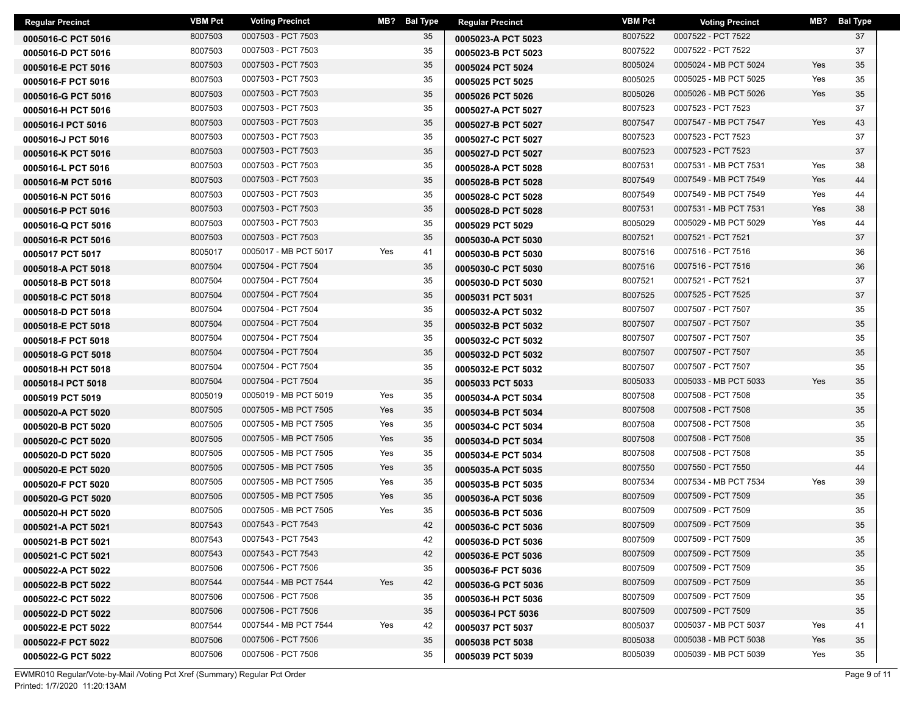| Regular Precinct | VBM Pct | Voting Precinct | MB? | Bal Type |
|---|---|---|---|---|
| 0005016-C PCT 5016 | 8007503 | 0007503 - PCT 7503 | | 35 |
| 0005016-D PCT 5016 | 8007503 | 0007503 - PCT 7503 | | 35 |
| 0005016-E PCT 5016 | 8007503 | 0007503 - PCT 7503 | | 35 |
| 0005016-F PCT 5016 | 8007503 | 0007503 - PCT 7503 | | 35 |
| 0005016-G PCT 5016 | 8007503 | 0007503 - PCT 7503 | | 35 |
| 0005016-H PCT 5016 | 8007503 | 0007503 - PCT 7503 | | 35 |
| 0005016-I PCT 5016 | 8007503 | 0007503 - PCT 7503 | | 35 |
| 0005016-J PCT 5016 | 8007503 | 0007503 - PCT 7503 | | 35 |
| 0005016-K PCT 5016 | 8007503 | 0007503 - PCT 7503 | | 35 |
| 0005016-L PCT 5016 | 8007503 | 0007503 - PCT 7503 | | 35 |
| 0005016-M PCT 5016 | 8007503 | 0007503 - PCT 7503 | | 35 |
| 0005016-N PCT 5016 | 8007503 | 0007503 - PCT 7503 | | 35 |
| 0005016-P PCT 5016 | 8007503 | 0007503 - PCT 7503 | | 35 |
| 0005016-Q PCT 5016 | 8007503 | 0007503 - PCT 7503 | | 35 |
| 0005016-R PCT 5016 | 8007503 | 0007503 - PCT 7503 | | 35 |
| 0005017 PCT 5017 | 8005017 | 0005017 - MB PCT 5017 | Yes | 41 |
| 0005018-A PCT 5018 | 8007504 | 0007504 - PCT 7504 | | 35 |
| 0005018-B PCT 5018 | 8007504 | 0007504 - PCT 7504 | | 35 |
| 0005018-C PCT 5018 | 8007504 | 0007504 - PCT 7504 | | 35 |
| 0005018-D PCT 5018 | 8007504 | 0007504 - PCT 7504 | | 35 |
| 0005018-E PCT 5018 | 8007504 | 0007504 - PCT 7504 | | 35 |
| 0005018-F PCT 5018 | 8007504 | 0007504 - PCT 7504 | | 35 |
| 0005018-G PCT 5018 | 8007504 | 0007504 - PCT 7504 | | 35 |
| 0005018-H PCT 5018 | 8007504 | 0007504 - PCT 7504 | | 35 |
| 0005018-I PCT 5018 | 8007504 | 0007504 - PCT 7504 | | 35 |
| 0005019 PCT 5019 | 8005019 | 0005019 - MB PCT 5019 | Yes | 35 |
| 0005020-A PCT 5020 | 8007505 | 0007505 - MB PCT 7505 | Yes | 35 |
| 0005020-B PCT 5020 | 8007505 | 0007505 - MB PCT 7505 | Yes | 35 |
| 0005020-C PCT 5020 | 8007505 | 0007505 - MB PCT 7505 | Yes | 35 |
| 0005020-D PCT 5020 | 8007505 | 0007505 - MB PCT 7505 | Yes | 35 |
| 0005020-E PCT 5020 | 8007505 | 0007505 - MB PCT 7505 | Yes | 35 |
| 0005020-F PCT 5020 | 8007505 | 0007505 - MB PCT 7505 | Yes | 35 |
| 0005020-G PCT 5020 | 8007505 | 0007505 - MB PCT 7505 | Yes | 35 |
| 0005020-H PCT 5020 | 8007505 | 0007505 - MB PCT 7505 | Yes | 35 |
| 0005021-A PCT 5021 | 8007543 | 0007543 - PCT 7543 | | 42 |
| 0005021-B PCT 5021 | 8007543 | 0007543 - PCT 7543 | | 42 |
| 0005021-C PCT 5021 | 8007543 | 0007543 - PCT 7543 | | 42 |
| 0005022-A PCT 5022 | 8007506 | 0007506 - PCT 7506 | | 35 |
| 0005022-B PCT 5022 | 8007544 | 0007544 - MB PCT 7544 | Yes | 42 |
| 0005022-C PCT 5022 | 8007506 | 0007506 - PCT 7506 | | 35 |
| 0005022-D PCT 5022 | 8007506 | 0007506 - PCT 7506 | | 35 |
| 0005022-E PCT 5022 | 8007544 | 0007544 - MB PCT 7544 | Yes | 42 |
| 0005022-F PCT 5022 | 8007506 | 0007506 - PCT 7506 | | 35 |
| 0005022-G PCT 5022 | 8007506 | 0007506 - PCT 7506 | | 35 |
| 0005023-A PCT 5023 | 8007522 | 0007522 - PCT 7522 | | 37 |
| 0005023-B PCT 5023 | 8007522 | 0007522 - PCT 7522 | | 37 |
| 0005024 PCT 5024 | 8005024 | 0005024 - MB PCT 5024 | Yes | 35 |
| 0005025 PCT 5025 | 8005025 | 0005025 - MB PCT 5025 | Yes | 35 |
| 0005026 PCT 5026 | 8005026 | 0005026 - MB PCT 5026 | Yes | 35 |
| 0005027-A PCT 5027 | 8007523 | 0007523 - PCT 7523 | | 37 |
| 0005027-B PCT 5027 | 8007547 | 0007547 - MB PCT 7547 | Yes | 43 |
| 0005027-C PCT 5027 | 8007523 | 0007523 - PCT 7523 | | 37 |
| 0005027-D PCT 5027 | 8007523 | 0007523 - PCT 7523 | | 37 |
| 0005028-A PCT 5028 | 8007531 | 0007531 - MB PCT 7531 | Yes | 38 |
| 0005028-B PCT 5028 | 8007549 | 0007549 - MB PCT 7549 | Yes | 44 |
| 0005028-C PCT 5028 | 8007549 | 0007549 - MB PCT 7549 | Yes | 44 |
| 0005028-D PCT 5028 | 8007531 | 0007531 - MB PCT 7531 | Yes | 38 |
| 0005029 PCT 5029 | 8005029 | 0005029 - MB PCT 5029 | Yes | 44 |
| 0005030-A PCT 5030 | 8007521 | 0007521 - PCT 7521 | | 37 |
| 0005030-B PCT 5030 | 8007516 | 0007516 - PCT 7516 | | 36 |
| 0005030-C PCT 5030 | 8007516 | 0007516 - PCT 7516 | | 36 |
| 0005030-D PCT 5030 | 8007521 | 0007521 - PCT 7521 | | 37 |
| 0005031 PCT 5031 | 8007525 | 0007525 - PCT 7525 | | 37 |
| 0005032-A PCT 5032 | 8007507 | 0007507 - PCT 7507 | | 35 |
| 0005032-B PCT 5032 | 8007507 | 0007507 - PCT 7507 | | 35 |
| 0005032-C PCT 5032 | 8007507 | 0007507 - PCT 7507 | | 35 |
| 0005032-D PCT 5032 | 8007507 | 0007507 - PCT 7507 | | 35 |
| 0005032-E PCT 5032 | 8007507 | 0007507 - PCT 7507 | | 35 |
| 0005033 PCT 5033 | 8005033 | 0005033 - MB PCT 5033 | Yes | 35 |
| 0005034-A PCT 5034 | 8007508 | 0007508 - PCT 7508 | | 35 |
| 0005034-B PCT 5034 | 8007508 | 0007508 - PCT 7508 | | 35 |
| 0005034-C PCT 5034 | 8007508 | 0007508 - PCT 7508 | | 35 |
| 0005034-D PCT 5034 | 8007508 | 0007508 - PCT 7508 | | 35 |
| 0005034-E PCT 5034 | 8007508 | 0007508 - PCT 7508 | | 35 |
| 0005035-A PCT 5035 | 8007550 | 0007550 - PCT 7550 | | 44 |
| 0005035-B PCT 5035 | 8007534 | 0007534 - MB PCT 7534 | Yes | 39 |
| 0005036-A PCT 5036 | 8007509 | 0007509 - PCT 7509 | | 35 |
| 0005036-B PCT 5036 | 8007509 | 0007509 - PCT 7509 | | 35 |
| 0005036-C PCT 5036 | 8007509 | 0007509 - PCT 7509 | | 35 |
| 0005036-D PCT 5036 | 8007509 | 0007509 - PCT 7509 | | 35 |
| 0005036-E PCT 5036 | 8007509 | 0007509 - PCT 7509 | | 35 |
| 0005036-F PCT 5036 | 8007509 | 0007509 - PCT 7509 | | 35 |
| 0005036-G PCT 5036 | 8007509 | 0007509 - PCT 7509 | | 35 |
| 0005036-H PCT 5036 | 8007509 | 0007509 - PCT 7509 | | 35 |
| 0005036-I PCT 5036 | 8007509 | 0007509 - PCT 7509 | | 35 |
| 0005037 PCT 5037 | 8005037 | 0005037 - MB PCT 5037 | Yes | 41 |
| 0005038 PCT 5038 | 8005038 | 0005038 - MB PCT 5038 | Yes | 35 |
| 0005039 PCT 5039 | 8005039 | 0005039 - MB PCT 5039 | Yes | 35 |

EWMR010 Regular/Vote-by-Mail /Voting Pct Xref (Summary) Regular Pct Order
Printed: 1/7/2020 11:20:13AM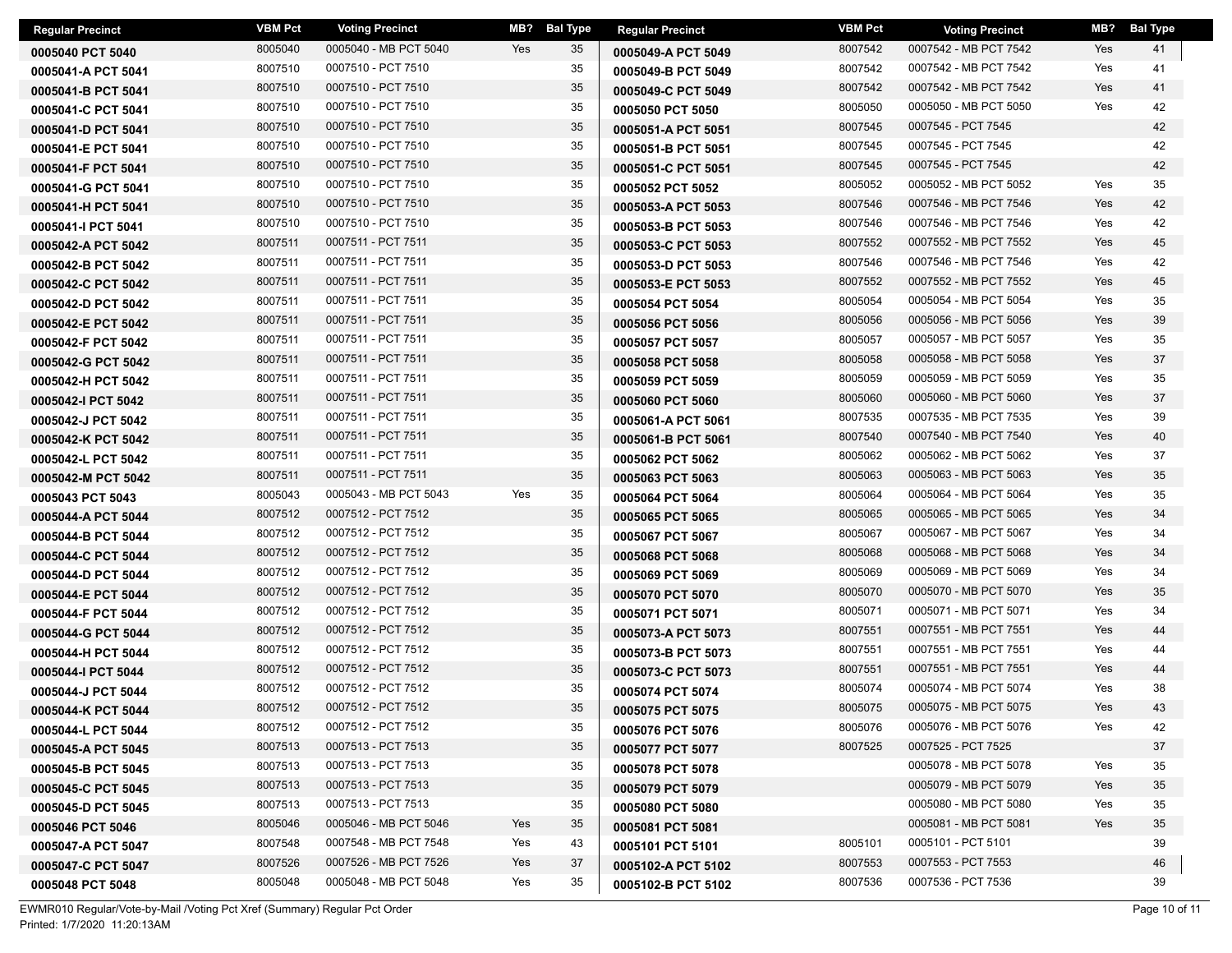| Regular Precinct | VBM Pct | Voting Precinct | MB? | Bal Type |
|---|---|---|---|---|
| 0005040 PCT 5040 | 8005040 | 0005040 - MB PCT 5040 | Yes | 35 |
| 0005041-A PCT 5041 | 8007510 | 0007510 - PCT 7510 | | 35 |
| 0005041-B PCT 5041 | 8007510 | 0007510 - PCT 7510 | | 35 |
| 0005041-C PCT 5041 | 8007510 | 0007510 - PCT 7510 | | 35 |
| 0005041-D PCT 5041 | 8007510 | 0007510 - PCT 7510 | | 35 |
| 0005041-E PCT 5041 | 8007510 | 0007510 - PCT 7510 | | 35 |
| 0005041-F PCT 5041 | 8007510 | 0007510 - PCT 7510 | | 35 |
| 0005041-G PCT 5041 | 8007510 | 0007510 - PCT 7510 | | 35 |
| 0005041-H PCT 5041 | 8007510 | 0007510 - PCT 7510 | | 35 |
| 0005041-I PCT 5041 | 8007510 | 0007510 - PCT 7510 | | 35 |
| 0005042-A PCT 5042 | 8007511 | 0007511 - PCT 7511 | | 35 |
| 0005042-B PCT 5042 | 8007511 | 0007511 - PCT 7511 | | 35 |
| 0005042-C PCT 5042 | 8007511 | 0007511 - PCT 7511 | | 35 |
| 0005042-D PCT 5042 | 8007511 | 0007511 - PCT 7511 | | 35 |
| 0005042-E PCT 5042 | 8007511 | 0007511 - PCT 7511 | | 35 |
| 0005042-F PCT 5042 | 8007511 | 0007511 - PCT 7511 | | 35 |
| 0005042-G PCT 5042 | 8007511 | 0007511 - PCT 7511 | | 35 |
| 0005042-H PCT 5042 | 8007511 | 0007511 - PCT 7511 | | 35 |
| 0005042-I PCT 5042 | 8007511 | 0007511 - PCT 7511 | | 35 |
| 0005042-J PCT 5042 | 8007511 | 0007511 - PCT 7511 | | 35 |
| 0005042-K PCT 5042 | 8007511 | 0007511 - PCT 7511 | | 35 |
| 0005042-L PCT 5042 | 8007511 | 0007511 - PCT 7511 | | 35 |
| 0005042-M PCT 5042 | 8007511 | 0007511 - PCT 7511 | | 35 |
| 0005043 PCT 5043 | 8005043 | 0005043 - MB PCT 5043 | Yes | 35 |
| 0005044-A PCT 5044 | 8007512 | 0007512 - PCT 7512 | | 35 |
| 0005044-B PCT 5044 | 8007512 | 0007512 - PCT 7512 | | 35 |
| 0005044-C PCT 5044 | 8007512 | 0007512 - PCT 7512 | | 35 |
| 0005044-D PCT 5044 | 8007512 | 0007512 - PCT 7512 | | 35 |
| 0005044-E PCT 5044 | 8007512 | 0007512 - PCT 7512 | | 35 |
| 0005044-F PCT 5044 | 8007512 | 0007512 - PCT 7512 | | 35 |
| 0005044-G PCT 5044 | 8007512 | 0007512 - PCT 7512 | | 35 |
| 0005044-H PCT 5044 | 8007512 | 0007512 - PCT 7512 | | 35 |
| 0005044-I PCT 5044 | 8007512 | 0007512 - PCT 7512 | | 35 |
| 0005044-J PCT 5044 | 8007512 | 0007512 - PCT 7512 | | 35 |
| 0005044-K PCT 5044 | 8007512 | 0007512 - PCT 7512 | | 35 |
| 0005044-L PCT 5044 | 8007512 | 0007512 - PCT 7512 | | 35 |
| 0005045-A PCT 5045 | 8007513 | 0007513 - PCT 7513 | | 35 |
| 0005045-B PCT 5045 | 8007513 | 0007513 - PCT 7513 | | 35 |
| 0005045-C PCT 5045 | 8007513 | 0007513 - PCT 7513 | | 35 |
| 0005045-D PCT 5045 | 8007513 | 0007513 - PCT 7513 | | 35 |
| 0005046 PCT 5046 | 8005046 | 0005046 - MB PCT 5046 | Yes | 35 |
| 0005047-A PCT 5047 | 8007548 | 0007548 - MB PCT 7548 | Yes | 43 |
| 0005047-C PCT 5047 | 8007526 | 0007526 - MB PCT 7526 | Yes | 37 |
| 0005048 PCT 5048 | 8005048 | 0005048 - MB PCT 5048 | Yes | 35 |
| 0005049-A PCT 5049 | 8007542 | 0007542 - MB PCT 7542 | Yes | 41 |
| 0005049-B PCT 5049 | 8007542 | 0007542 - MB PCT 7542 | Yes | 41 |
| 0005049-C PCT 5049 | 8007542 | 0007542 - MB PCT 7542 | Yes | 41 |
| 0005050 PCT 5050 | 8005050 | 0005050 - MB PCT 5050 | Yes | 42 |
| 0005051-A PCT 5051 | 8007545 | 0007545 - PCT 7545 | | 42 |
| 0005051-B PCT 5051 | 8007545 | 0007545 - PCT 7545 | | 42 |
| 0005051-C PCT 5051 | 8007545 | 0007545 - PCT 7545 | | 42 |
| 0005052 PCT 5052 | 8005052 | 0005052 - MB PCT 5052 | Yes | 35 |
| 0005053-A PCT 5053 | 8007546 | 0007546 - MB PCT 7546 | Yes | 42 |
| 0005053-B PCT 5053 | 8007546 | 0007546 - MB PCT 7546 | Yes | 42 |
| 0005053-C PCT 5053 | 8007552 | 0007552 - MB PCT 7552 | Yes | 45 |
| 0005053-D PCT 5053 | 8007546 | 0007546 - MB PCT 7546 | Yes | 42 |
| 0005053-E PCT 5053 | 8007552 | 0007552 - MB PCT 7552 | Yes | 45 |
| 0005054 PCT 5054 | 8005054 | 0005054 - MB PCT 5054 | Yes | 35 |
| 0005056 PCT 5056 | 8005056 | 0005056 - MB PCT 5056 | Yes | 39 |
| 0005057 PCT 5057 | 8005057 | 0005057 - MB PCT 5057 | Yes | 35 |
| 0005058 PCT 5058 | 8005058 | 0005058 - MB PCT 5058 | Yes | 37 |
| 0005059 PCT 5059 | 8005059 | 0005059 - MB PCT 5059 | Yes | 35 |
| 0005060 PCT 5060 | 8005060 | 0005060 - MB PCT 5060 | Yes | 37 |
| 0005061-A PCT 5061 | 8007535 | 0007535 - MB PCT 7535 | Yes | 39 |
| 0005061-B PCT 5061 | 8007540 | 0007540 - MB PCT 7540 | Yes | 40 |
| 0005062 PCT 5062 | 8005062 | 0005062 - MB PCT 5062 | Yes | 37 |
| 0005063 PCT 5063 | 8005063 | 0005063 - MB PCT 5063 | Yes | 35 |
| 0005064 PCT 5064 | 8005064 | 0005064 - MB PCT 5064 | Yes | 35 |
| 0005065 PCT 5065 | 8005065 | 0005065 - MB PCT 5065 | Yes | 34 |
| 0005067 PCT 5067 | 8005067 | 0005067 - MB PCT 5067 | Yes | 34 |
| 0005068 PCT 5068 | 8005068 | 0005068 - MB PCT 5068 | Yes | 34 |
| 0005069 PCT 5069 | 8005069 | 0005069 - MB PCT 5069 | Yes | 34 |
| 0005070 PCT 5070 | 8005070 | 0005070 - MB PCT 5070 | Yes | 35 |
| 0005071 PCT 5071 | 8005071 | 0005071 - MB PCT 5071 | Yes | 34 |
| 0005073-A PCT 5073 | 8007551 | 0007551 - MB PCT 7551 | Yes | 44 |
| 0005073-B PCT 5073 | 8007551 | 0007551 - MB PCT 7551 | Yes | 44 |
| 0005073-C PCT 5073 | 8007551 | 0007551 - MB PCT 7551 | Yes | 44 |
| 0005074 PCT 5074 | 8005074 | 0005074 - MB PCT 5074 | Yes | 38 |
| 0005075 PCT 5075 | 8005075 | 0005075 - MB PCT 5075 | Yes | 43 |
| 0005076 PCT 5076 | 8005076 | 0005076 - MB PCT 5076 | Yes | 42 |
| 0005077 PCT 5077 | 8007525 | 0007525 - PCT 7525 | | 37 |
| 0005078 PCT 5078 | | 0005078 - MB PCT 5078 | Yes | 35 |
| 0005079 PCT 5079 | | 0005079 - MB PCT 5079 | Yes | 35 |
| 0005080 PCT 5080 | | 0005080 - MB PCT 5080 | Yes | 35 |
| 0005081 PCT 5081 | | 0005081 - MB PCT 5081 | Yes | 35 |
| 0005101 PCT 5101 | 8005101 | 0005101 - PCT 5101 | | 39 |
| 0005102-A PCT 5102 | 8007553 | 0007553 - PCT 7553 | | 46 |
| 0005102-B PCT 5102 | 8007536 | 0007536 - PCT 7536 | | 39 |

EWMR010 Regular/Vote-by-Mail /Voting Pct Xref (Summary) Regular Pct Order
Printed: 1/7/2020 11:20:13AM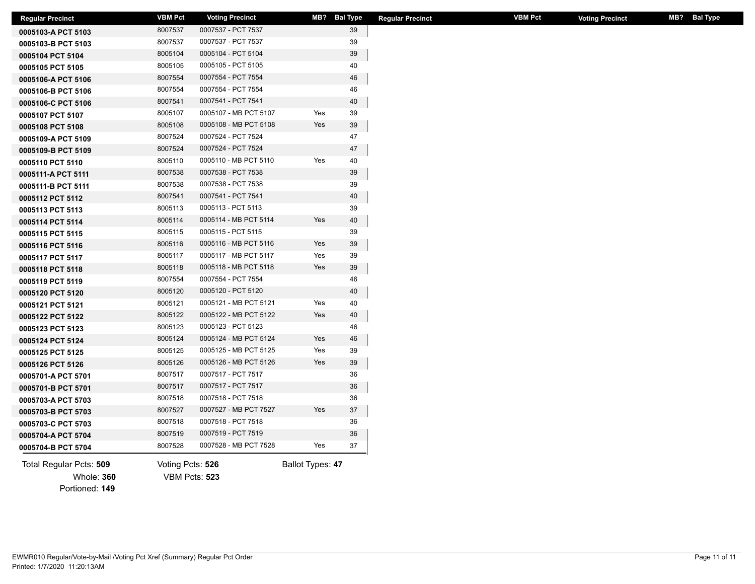| Regular Precinct | VBM Pct | Voting Precinct | MB? | Bal Type |
|---|---|---|---|---|
| **0005103-A PCT 5103** | 8007537 | 0007537 - PCT 7537 | | 39 |
| **0005103-B PCT 5103** | 8007537 | 0007537 - PCT 7537 | | 39 |
| **0005104 PCT 5104** | 8005104 | 0005104 - PCT 5104 | | 39 |
| **0005105 PCT 5105** | 8005105 | 0005105 - PCT 5105 | | 40 |
| **0005106-A PCT 5106** | 8007554 | 0007554 - PCT 7554 | | 46 |
| **0005106-B PCT 5106** | 8007554 | 0007554 - PCT 7554 | | 46 |
| **0005106-C PCT 5106** | 8007541 | 0007541 - PCT 7541 | | 40 |
| **0005107 PCT 5107** | 8005107 | 0005107 - MB PCT 5107 | Yes | 39 |
| **0005108 PCT 5108** | 8005108 | 0005108 - MB PCT 5108 | Yes | 39 |
| **0005109-A PCT 5109** | 8007524 | 0007524 - PCT 7524 | | 47 |
| **0005109-B PCT 5109** | 8007524 | 0007524 - PCT 7524 | | 47 |
| **0005110 PCT 5110** | 8005110 | 0005110 - MB PCT 5110 | Yes | 40 |
| **0005111-A PCT 5111** | 8007538 | 0007538 - PCT 7538 | | 39 |
| **0005111-B PCT 5111** | 8007538 | 0007538 - PCT 7538 | | 39 |
| **0005112 PCT 5112** | 8007541 | 0007541 - PCT 7541 | | 40 |
| **0005113 PCT 5113** | 8005113 | 0005113 - PCT 5113 | | 39 |
| **0005114 PCT 5114** | 8005114 | 0005114 - MB PCT 5114 | Yes | 40 |
| **0005115 PCT 5115** | 8005115 | 0005115 - PCT 5115 | | 39 |
| **0005116 PCT 5116** | 8005116 | 0005116 - MB PCT 5116 | Yes | 39 |
| **0005117 PCT 5117** | 8005117 | 0005117 - MB PCT 5117 | Yes | 39 |
| **0005118 PCT 5118** | 8005118 | 0005118 - MB PCT 5118 | Yes | 39 |
| **0005119 PCT 5119** | 8007554 | 0007554 - PCT 7554 | | 46 |
| **0005120 PCT 5120** | 8005120 | 0005120 - PCT 5120 | | 40 |
| **0005121 PCT 5121** | 8005121 | 0005121 - MB PCT 5121 | Yes | 40 |
| **0005122 PCT 5122** | 8005122 | 0005122 - MB PCT 5122 | Yes | 40 |
| **0005123 PCT 5123** | 8005123 | 0005123 - PCT 5123 | | 46 |
| **0005124 PCT 5124** | 8005124 | 0005124 - MB PCT 5124 | Yes | 46 |
| **0005125 PCT 5125** | 8005125 | 0005125 - MB PCT 5125 | Yes | 39 |
| **0005126 PCT 5126** | 8005126 | 0005126 - MB PCT 5126 | Yes | 39 |
| **0005701-A PCT 5701** | 8007517 | 0007517 - PCT 7517 | | 36 |
| **0005701-B PCT 5701** | 8007517 | 0007517 - PCT 7517 | | 36 |
| **0005703-A PCT 5703** | 8007518 | 0007518 - PCT 7518 | | 36 |
| **0005703-B PCT 5703** | 8007527 | 0007527 - MB PCT 7527 | Yes | 37 |
| **0005703-C PCT 5703** | 8007518 | 0007518 - PCT 7518 | | 36 |
| **0005704-A PCT 5704** | 8007519 | 0007519 - PCT 7519 | | 36 |
| **0005704-B PCT 5704** | 8007528 | 0007528 - MB PCT 7528 | Yes | 37 |

Total Regular Pcts: **509**
Whole: **360**
Portioned: **149**

Voting Pcts: **526**
VBM Pcts: **523**

Ballot Types: **47**

EWMR010 Regular/Vote-by-Mail /Voting Pct Xref (Summary) Regular Pct Order
Printed: 1/7/2020 11:20:13AM